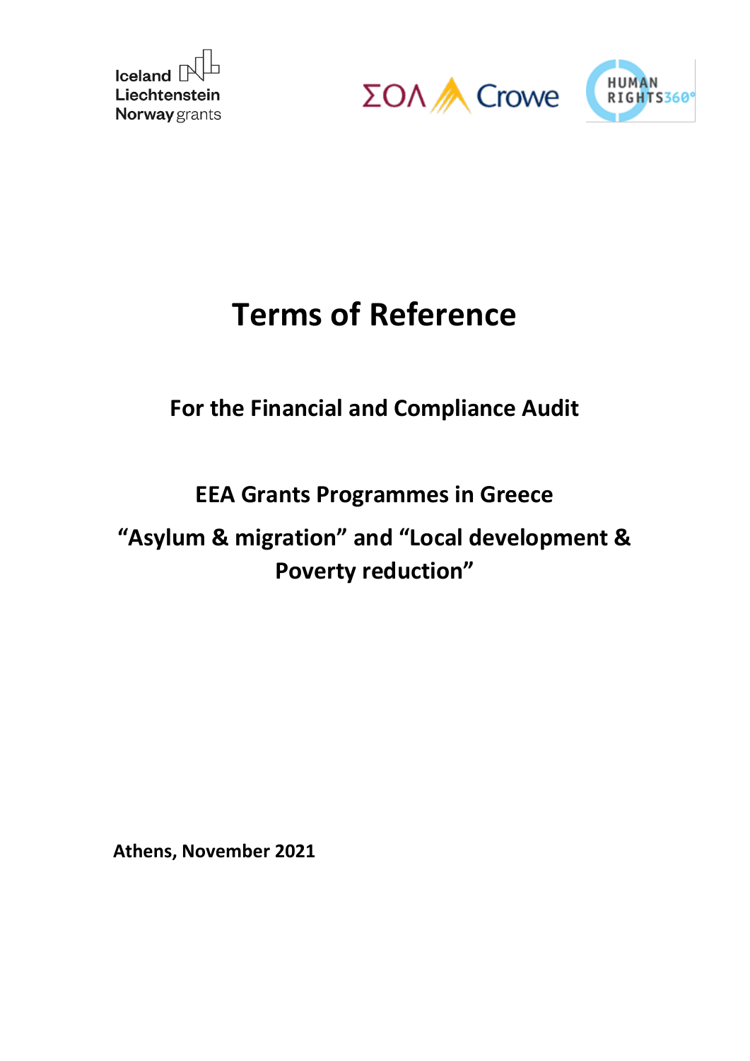# Terms of Reference

## For the Financial and Compliance Audit

## EEA Grants Programmes in Greece

## “Asylum & migration” and “Local development & Poverty reduction”

**Athens, November 2021**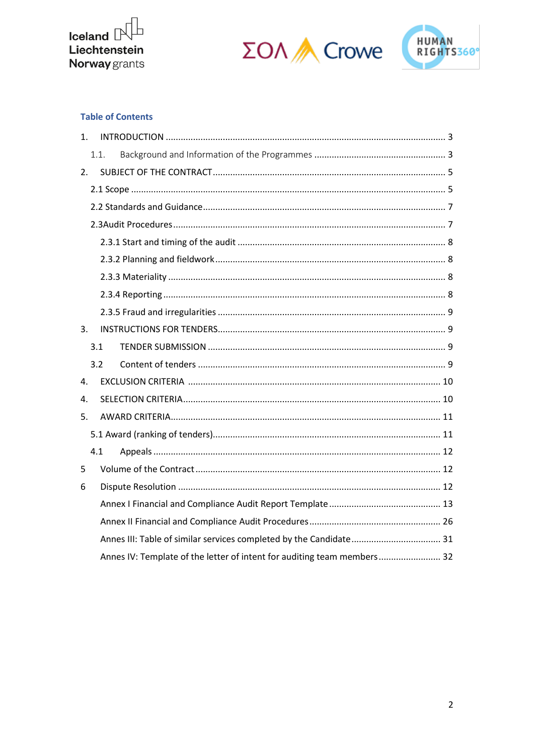**Table of Contents**

1. INTRODUCTION ....... 3
   1.1. Background and Information of the Programmes ....... 3
2. SUBJECT OF THE CONTRACT ....... 5
   2.1 Scope ....... 5
   2.2 Standards and Guidance ....... 7
   2.3Audit Procedures ....... 7
      2.3.1 Start and timing of the audit ....... 8
      2.3.2 Planning and fieldwork ....... 8
      2.3.3 Materiality ....... 8
      2.3.4 Reporting ....... 8
      2.3.5 Fraud and irregularities ....... 9
3. INSTRUCTIONS FOR TENDERS ....... 9
   3.1 TENDER SUBMISSION ....... 9
   3.2 Content of tenders ....... 9
4. EXCLUSION CRITERIA ....... 10
4. SELECTION CRITERIA ....... 10
5. AWARD CRITERIA ....... 11
   5.1 Award (ranking of tenders) ....... 11
   4.1 Appeals ....... 12
5 Volume of the Contract ....... 12
6 Dispute Resolution ....... 12
   Annex I Financial and Compliance Audit Report Template ....... 13
   Annex II Financial and Compliance Audit Procedures ....... 26
   Annes III: Table of similar services completed by the Candidate ....... 31
   Annes IV: Template of the letter of intent for auditing team members ....... 32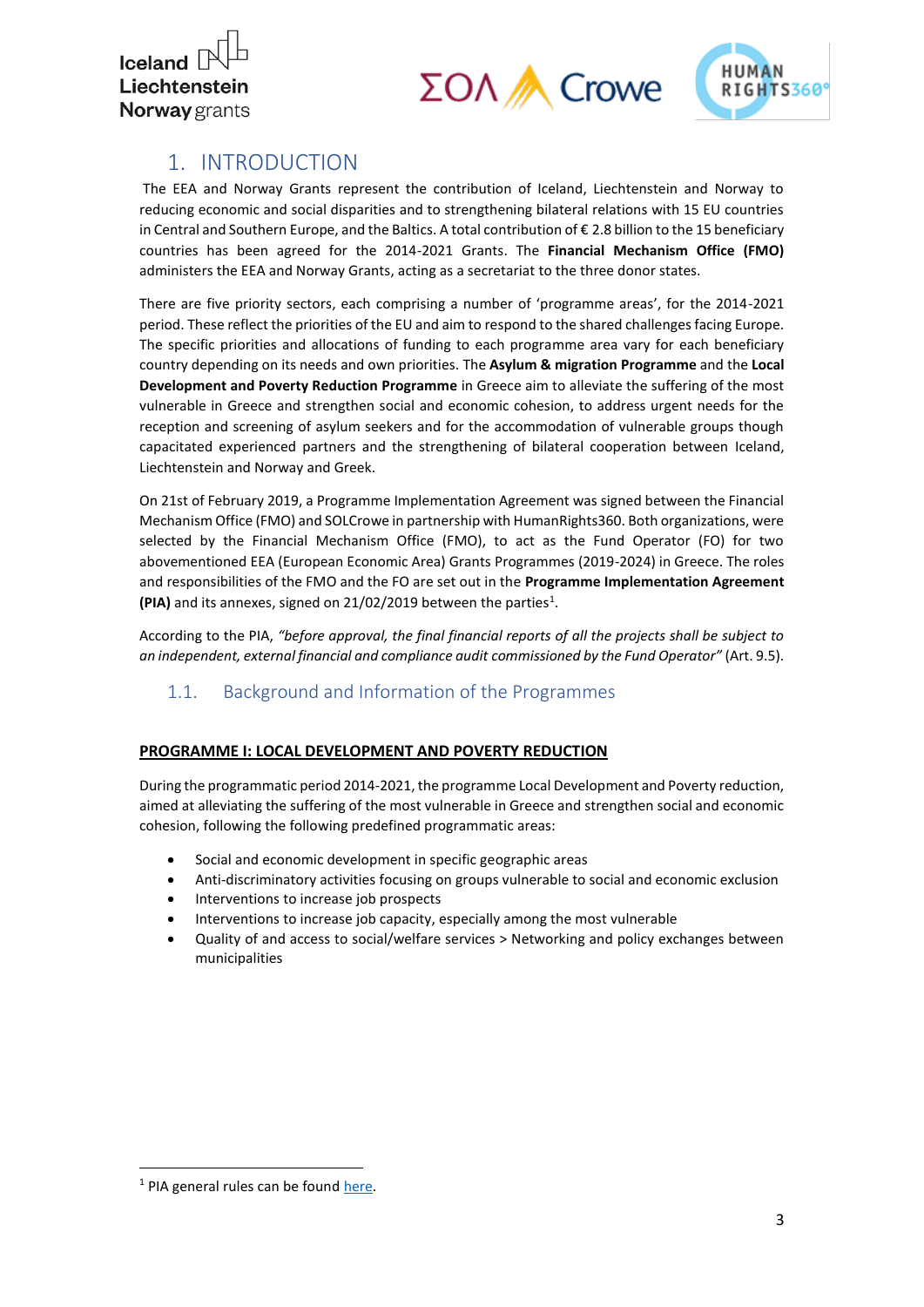# 1. INTRODUCTION

The EEA and Norway Grants represent the contribution of Iceland, Liechtenstein and Norway to reducing economic and social disparities and to strengthening bilateral relations with 15 EU countries in Central and Southern Europe, and the Baltics. A total contribution of € 2.8 billion to the 15 beneficiary countries has been agreed for the 2014-2021 Grants. The **Financial Mechanism Office (FMO)** administers the EEA and Norway Grants, acting as a secretariat to the three donor states.

There are five priority sectors, each comprising a number of 'programme areas', for the 2014-2021 period. These reflect the priorities of the EU and aim to respond to the shared challenges facing Europe. The specific priorities and allocations of funding to each programme area vary for each beneficiary country depending on its needs and own priorities. The **Asylum & migration Programme** and the **Local Development and Poverty Reduction Programme** in Greece aim to alleviate the suffering of the most vulnerable in Greece and strengthen social and economic cohesion, to address urgent needs for the reception and screening of asylum seekers and for the accommodation of vulnerable groups though capacitated experienced partners and the strengthening of bilateral cooperation between Iceland, Liechtenstein and Norway and Greek.

On 21st of February 2019, a Programme Implementation Agreement was signed between the Financial Mechanism Office (FMO) and SOLCrowe in partnership with HumanRights360. Both organizations, were selected by the Financial Mechanism Office (FMO), to act as the Fund Operator (FO) for two abovementioned EEA (European Economic Area) Grants Programmes (2019-2024) in Greece. The roles and responsibilities of the FMO and the FO are set out in the **Programme Implementation Agreement (PIA)** and its annexes, signed on 21/02/2019 between the parties[1].

According to the PIA, *"before approval, the final financial reports of all the projects shall be subject to an independent, external financial and compliance audit commissioned by the Fund Operator"* (Art. 9.5).

## 1.1. Background and Information of the Programmes

**PROGRAMME I: LOCAL DEVELOPMENT AND POVERTY REDUCTION**

During the programmatic period 2014-2021, the programme Local Development and Poverty reduction, aimed at alleviating the suffering of the most vulnerable in Greece and strengthen social and economic cohesion, following the following predefined programmatic areas:

- Social and economic development in specific geographic areas
- Anti-discriminatory activities focusing on groups vulnerable to social and economic exclusion
- Interventions to increase job prospects
- Interventions to increase job capacity, especially among the most vulnerable
- Quality of and access to social/welfare services > Networking and policy exchanges between municipalities

[1] PIA general rules can be found here.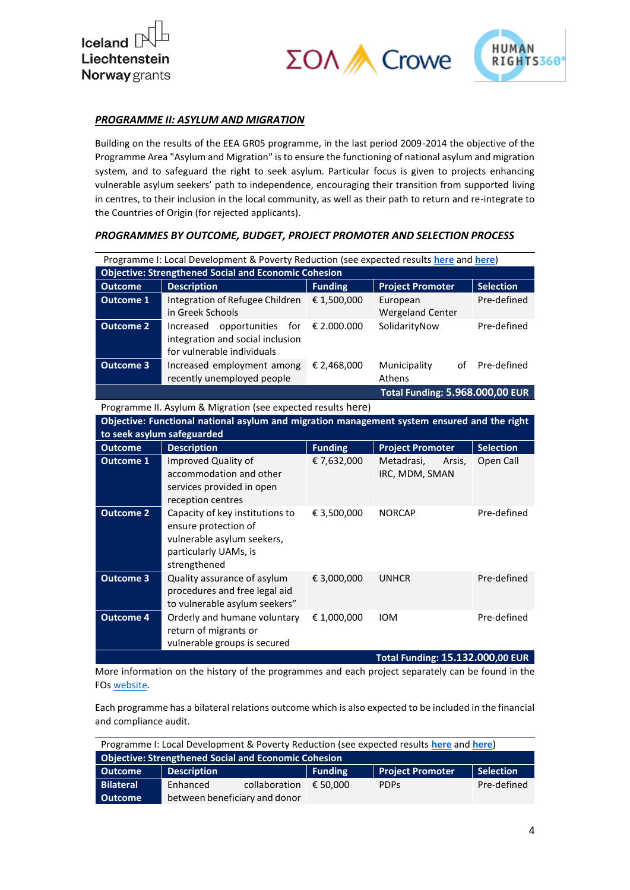***PROGRAMME II: ASYLUM AND MIGRATION***

Building on the results of the EEA GR05 programme, in the last period 2009-2014 the objective of the Programme Area "Asylum and Migration" is to ensure the functioning of national asylum and migration system, and to safeguard the right to seek asylum. Particular focus is given to projects enhancing vulnerable asylum seekers' path to independence, encouraging their transition from supported living in centres, to their inclusion in the local community, as well as their path to return and re-integrate to the Countries of Origin (for rejected applicants).

***PROGRAMMES BY OUTCOME, BUDGET, PROJECT PROMOTER AND SELECTION PROCESS***

| Programme I: Local Development & Poverty Reduction (see expected results here and here) | | | | |
|---|---|---|---|---|
| **Objective: Strengthened Social and Economic Cohesion** | | | | |
| **Outcome** | **Description** | **Funding** | **Project Promoter** | **Selection** |
| **Outcome 1** | Integration of Refugee Children in Greek Schools | € 1,500,000 | European Wergeland Center | Pre-defined |
| **Outcome 2** | Increased opportunities for integration and social inclusion for vulnerable individuals | € 2.000.000 | SolidarityNow | Pre-defined |
| **Outcome 3** | Increased employment among recently unemployed people | € 2,468,000 | Municipality of Athens | Pre-defined |
| | | | **Total Funding: 5.968.000,00 EUR** | |

| Programme II. Asylum & Migration (see expected results here) | | | | |
|---|---|---|---|---|
| **Objective: Functional national asylum and migration management system ensured and the right to seek asylum safeguarded** | | | | |
| **Outcome** | **Description** | **Funding** | **Project Promoter** | **Selection** |
| **Outcome 1** | Improved Quality of accommodation and other services provided in open reception centres | € 7,632,000 | Metadrasi, Arsis, IRC, MDM, SMAN | Open Call |
| **Outcome 2** | Capacity of key institutions to ensure protection of vulnerable asylum seekers, particularly UAMs, is strengthened | € 3,500,000 | NORCAP | Pre-defined |
| **Outcome 3** | Quality assurance of asylum procedures and free legal aid to vulnerable asylum seekers" | € 3,000,000 | UNHCR | Pre-defined |
| **Outcome 4** | Orderly and humane voluntary return of migrants or vulnerable groups is secured | € 1,000,000 | IOM | Pre-defined |
| | | | **Total Funding: 15.132.000,00 EUR** | |

More information on the history of the programmes and each project separately can be found in the FOs website.

Each programme has a bilateral relations outcome which is also expected to be included in the financial and compliance audit.

| Programme I: Local Development & Poverty Reduction (see expected results here and here) | | | | |
|---|---|---|---|---|
| **Objective: Strengthened Social and Economic Cohesion** | | | | |
| **Outcome** | **Description** | **Funding** | **Project Promoter** | **Selection** |
| **Bilateral Outcome** | Enhanced collaboration between beneficiary and donor | € 50,000 | PDPs | Pre-defined |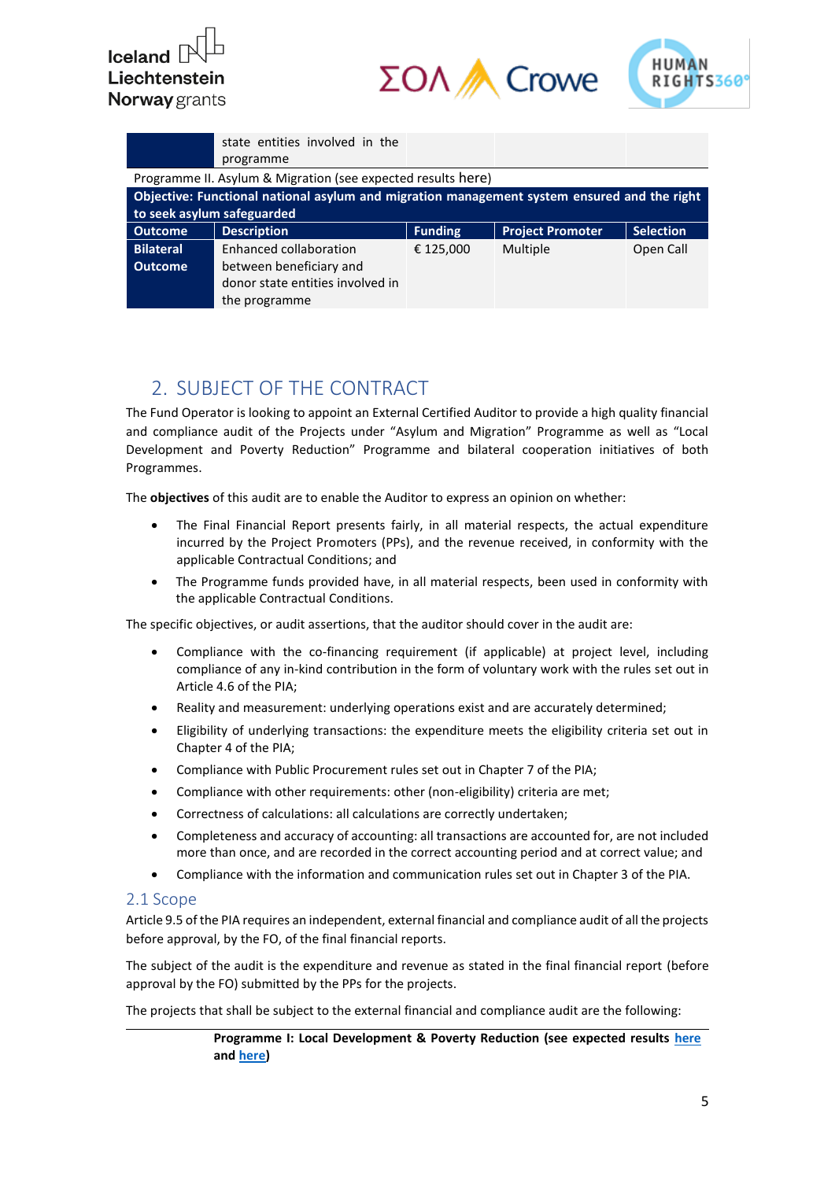| | state entities involved in the programme | | | |
|---|---|---|---|---|
| Programme II. Asylum & Migration (see expected results here) | | | | |
| **Objective: Functional national asylum and migration management system ensured and the right to seek asylum safeguarded** | | | | |
| **Outcome** | **Description** | **Funding** | **Project Promoter** | **Selection** |
| **Bilateral Outcome** | Enhanced collaboration between beneficiary and donor state entities involved in the programme | € 125,000 | Multiple | Open Call |

# 2. SUBJECT OF THE CONTRACT

The Fund Operator is looking to appoint an External Certified Auditor to provide a high quality financial and compliance audit of the Projects under "Asylum and Migration" Programme as well as "Local Development and Poverty Reduction" Programme and bilateral cooperation initiatives of both Programmes.

The **objectives** of this audit are to enable the Auditor to express an opinion on whether:

- The Final Financial Report presents fairly, in all material respects, the actual expenditure incurred by the Project Promoters (PPs), and the revenue received, in conformity with the applicable Contractual Conditions; and
- The Programme funds provided have, in all material respects, been used in conformity with the applicable Contractual Conditions.

The specific objectives, or audit assertions, that the auditor should cover in the audit are:

- Compliance with the co-financing requirement (if applicable) at project level, including compliance of any in-kind contribution in the form of voluntary work with the rules set out in Article 4.6 of the PIA;
- Reality and measurement: underlying operations exist and are accurately determined;
- Eligibility of underlying transactions: the expenditure meets the eligibility criteria set out in Chapter 4 of the PIA;
- Compliance with Public Procurement rules set out in Chapter 7 of the PIA;
- Compliance with other requirements: other (non-eligibility) criteria are met;
- Correctness of calculations: all calculations are correctly undertaken;
- Completeness and accuracy of accounting: all transactions are accounted for, are not included more than once, and are recorded in the correct accounting period and at correct value; and
- Compliance with the information and communication rules set out in Chapter 3 of the PIA.

## 2.1 Scope

Article 9.5 of the PIA requires an independent, external financial and compliance audit of all the projects before approval, by the FO, of the final financial reports.

The subject of the audit is the expenditure and revenue as stated in the final financial report (before approval by the FO) submitted by the PPs for the projects.

The projects that shall be subject to the external financial and compliance audit are the following:

| | **Programme I: Local Development & Poverty Reduction (see expected results here and here)** |
|---|---|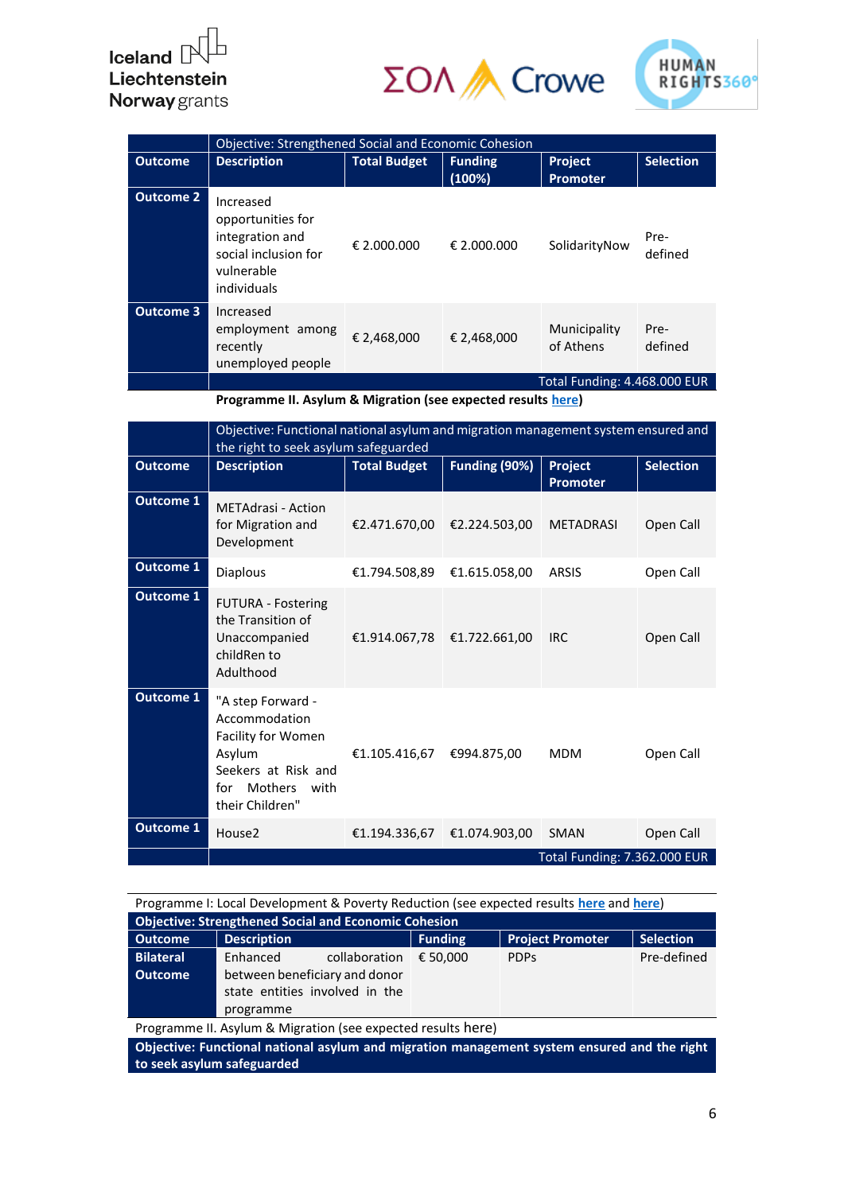| | Objective: Strengthened Social and Economic Cohesion | | | | |
|---|---|---|---|---|---|
| **Outcome** | **Description** | **Total Budget** | **Funding (100%)** | **Project Promoter** | **Selection** |
| **Outcome 2** | Increased opportunities for integration and social inclusion for vulnerable individuals | € 2.000.000 | € 2.000.000 | SolidarityNow | Pre-defined |
| **Outcome 3** | Increased employment among recently unemployed people | € 2,468,000 | € 2,468,000 | Municipality of Athens | Pre-defined |
| | | | | | Total Funding: 4.468.000 EUR |

**Programme II. Asylum & Migration (see expected results here)**

| | Objective: Functional national asylum and migration management system ensured and the right to seek asylum safeguarded | | | | |
|---|---|---|---|---|---|
| **Outcome** | **Description** | **Total Budget** | **Funding (90%)** | **Project Promoter** | **Selection** |
| **Outcome 1** | METAdrasi - Action for Migration and Development | €2.471.670,00 | €2.224.503,00 | METADRASI | Open Call |
| **Outcome 1** | Diaplous | €1.794.508,89 | €1.615.058,00 | ARSIS | Open Call |
| **Outcome 1** | FUTURA - Fostering the Transition of Unaccompanied childRen to Adulthood | €1.914.067,78 | €1.722.661,00 | IRC | Open Call |
| **Outcome 1** | "A step Forward - Accommodation Facility for Women Asylum Seekers at Risk and for Mothers with their Children" | €1.105.416,67 | €994.875,00 | MDM | Open Call |
| **Outcome 1** | House2 | €1.194.336,67 | €1.074.903,00 | SMAN | Open Call |
| | | | | | Total Funding: 7.362.000 EUR |

Programme I: Local Development & Poverty Reduction (see expected results here and here)

| **Objective: Strengthened Social and Economic Cohesion** | | | | |
|---|---|---|---|---|
| **Outcome** | **Description** | **Funding** | **Project Promoter** | **Selection** |
| **Bilateral Outcome** | Enhanced collaboration between beneficiary and donor state entities involved in the programme | € 50,000 | PDPs | Pre-defined |

Programme II. Asylum & Migration (see expected results here)

| **Objective: Functional national asylum and migration management system ensured and the right to seek asylum safeguarded** |
|---|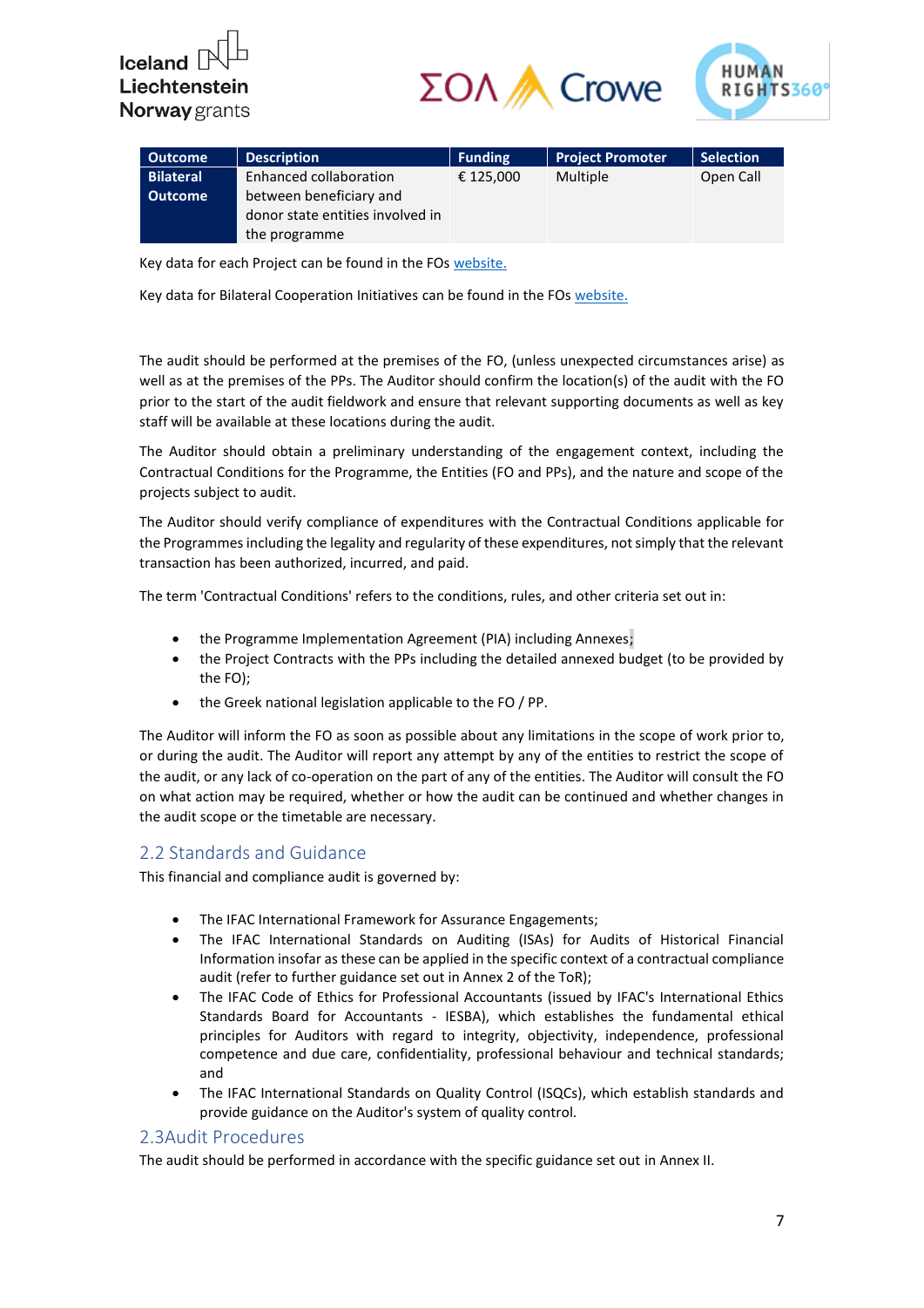| Outcome | Description | Funding | Project Promoter | Selection |
|---|---|---|---|---|
| **Bilateral Outcome** | Enhanced collaboration between beneficiary and donor state entities involved in the programme | € 125,000 | Multiple | Open Call |

Key data for each Project can be found in the FOs website.

Key data for Bilateral Cooperation Initiatives can be found in the FOs website.

The audit should be performed at the premises of the FO, (unless unexpected circumstances arise) as well as at the premises of the PPs. The Auditor should confirm the location(s) of the audit with the FO prior to the start of the audit fieldwork and ensure that relevant supporting documents as well as key staff will be available at these locations during the audit.

The Auditor should obtain a preliminary understanding of the engagement context, including the Contractual Conditions for the Programme, the Entities (FO and PPs), and the nature and scope of the projects subject to audit.

The Auditor should verify compliance of expenditures with the Contractual Conditions applicable for the Programmes including the legality and regularity of these expenditures, not simply that the relevant transaction has been authorized, incurred, and paid.

The term 'Contractual Conditions' refers to the conditions, rules, and other criteria set out in:

- the Programme Implementation Agreement (PIA) including Annexes;
- the Project Contracts with the PPs including the detailed annexed budget (to be provided by the FO);
- the Greek national legislation applicable to the FO / PP.

The Auditor will inform the FO as soon as possible about any limitations in the scope of work prior to, or during the audit. The Auditor will report any attempt by any of the entities to restrict the scope of the audit, or any lack of co-operation on the part of any of the entities. The Auditor will consult the FO on what action may be required, whether or how the audit can be continued and whether changes in the audit scope or the timetable are necessary.

## 2.2 Standards and Guidance

This financial and compliance audit is governed by:

- The IFAC International Framework for Assurance Engagements;
- The IFAC International Standards on Auditing (ISAs) for Audits of Historical Financial Information insofar as these can be applied in the specific context of a contractual compliance audit (refer to further guidance set out in Annex 2 of the ToR);
- The IFAC Code of Ethics for Professional Accountants (issued by IFAC's International Ethics Standards Board for Accountants - IESBA), which establishes the fundamental ethical principles for Auditors with regard to integrity, objectivity, independence, professional competence and due care, confidentiality, professional behaviour and technical standards; and
- The IFAC International Standards on Quality Control (ISQCs), which establish standards and provide guidance on the Auditor's system of quality control.

## 2.3Audit Procedures

The audit should be performed in accordance with the specific guidance set out in Annex II.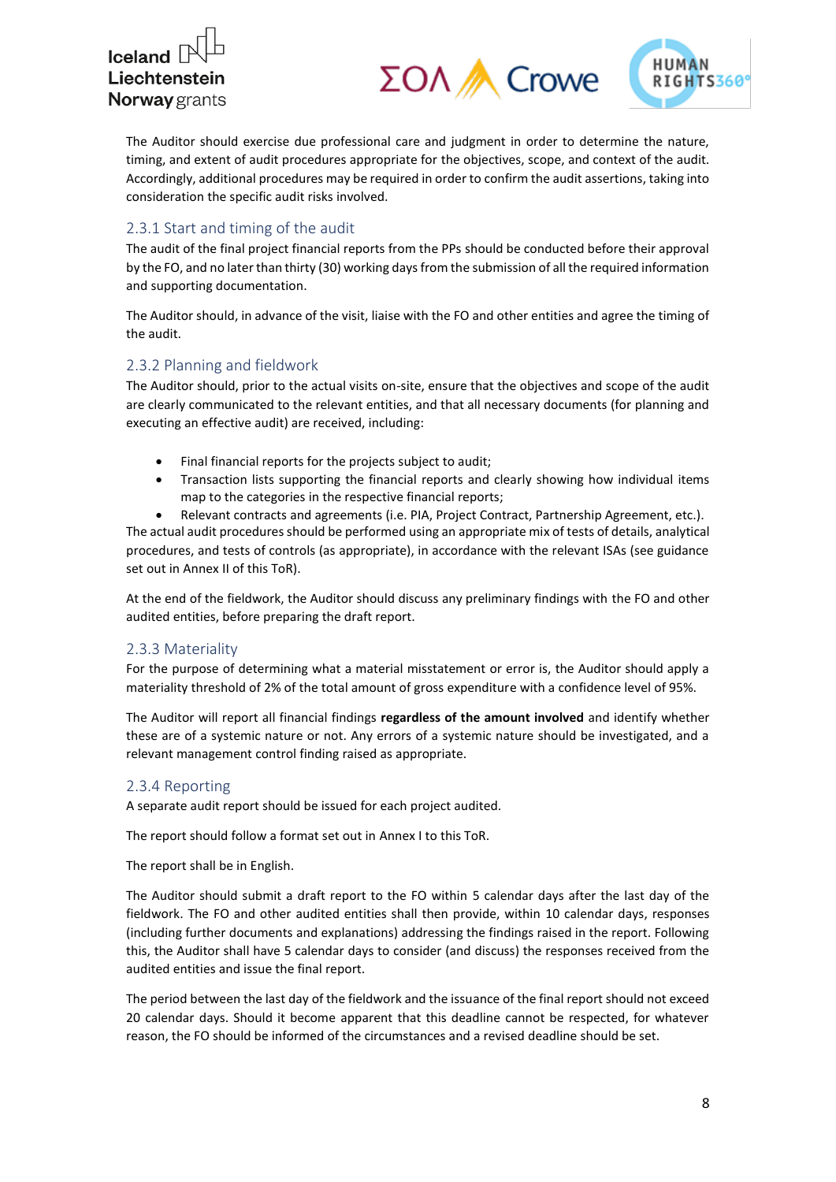The Auditor should exercise due professional care and judgment in order to determine the nature, timing, and extent of audit procedures appropriate for the objectives, scope, and context of the audit. Accordingly, additional procedures may be required in order to confirm the audit assertions, taking into consideration the specific audit risks involved.

### 2.3.1 Start and timing of the audit

The audit of the final project financial reports from the PPs should be conducted before their approval by the FO, and no later than thirty (30) working days from the submission of all the required information and supporting documentation.

The Auditor should, in advance of the visit, liaise with the FO and other entities and agree the timing of the audit.

### 2.3.2 Planning and fieldwork

The Auditor should, prior to the actual visits on-site, ensure that the objectives and scope of the audit are clearly communicated to the relevant entities, and that all necessary documents (for planning and executing an effective audit) are received, including:

- Final financial reports for the projects subject to audit;
- Transaction lists supporting the financial reports and clearly showing how individual items map to the categories in the respective financial reports;
- Relevant contracts and agreements (i.e. PIA, Project Contract, Partnership Agreement, etc.).

The actual audit procedures should be performed using an appropriate mix of tests of details, analytical procedures, and tests of controls (as appropriate), in accordance with the relevant ISAs (see guidance set out in Annex II of this ToR).

At the end of the fieldwork, the Auditor should discuss any preliminary findings with the FO and other audited entities, before preparing the draft report.

### 2.3.3 Materiality

For the purpose of determining what a material misstatement or error is, the Auditor should apply a materiality threshold of 2% of the total amount of gross expenditure with a confidence level of 95%.

The Auditor will report all financial findings **regardless of the amount involved** and identify whether these are of a systemic nature or not. Any errors of a systemic nature should be investigated, and a relevant management control finding raised as appropriate.

### 2.3.4 Reporting

A separate audit report should be issued for each project audited.

The report should follow a format set out in Annex I to this ToR.

The report shall be in English.

The Auditor should submit a draft report to the FO within 5 calendar days after the last day of the fieldwork. The FO and other audited entities shall then provide, within 10 calendar days, responses (including further documents and explanations) addressing the findings raised in the report. Following this, the Auditor shall have 5 calendar days to consider (and discuss) the responses received from the audited entities and issue the final report.

The period between the last day of the fieldwork and the issuance of the final report should not exceed 20 calendar days. Should it become apparent that this deadline cannot be respected, for whatever reason, the FO should be informed of the circumstances and a revised deadline should be set.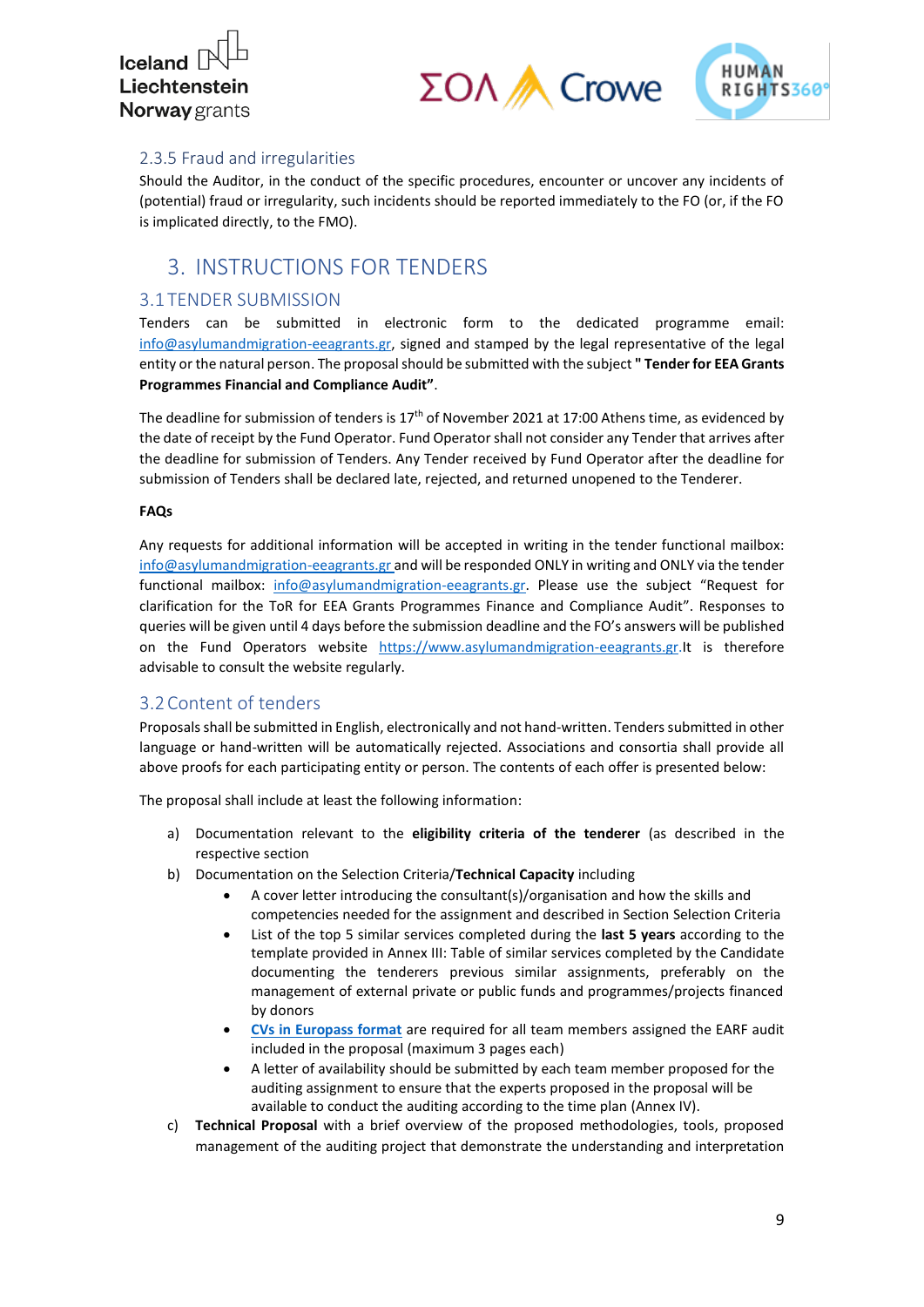### 2.3.5 Fraud and irregularities

Should the Auditor, in the conduct of the specific procedures, encounter or uncover any incidents of (potential) fraud or irregularity, such incidents should be reported immediately to the FO (or, if the FO is implicated directly, to the FMO).

# 3. INSTRUCTIONS FOR TENDERS

## 3.1 TENDER SUBMISSION

Tenders can be submitted in electronic form to the dedicated programme email: info@asylumandmigration-eeagrants.gr, signed and stamped by the legal representative of the legal entity or the natural person. The proposal should be submitted with the subject **" Tender for EEA Grants Programmes Financial and Compliance Audit"**.

The deadline for submission of tenders is 17th of November 2021 at 17:00 Athens time, as evidenced by the date of receipt by the Fund Operator. Fund Operator shall not consider any Tender that arrives after the deadline for submission of Tenders. Any Tender received by Fund Operator after the deadline for submission of Tenders shall be declared late, rejected, and returned unopened to the Tenderer.

**FAQs**

Any requests for additional information will be accepted in writing in the tender functional mailbox: info@asylumandmigration-eeagrants.gr and will be responded ONLY in writing and ONLY via the tender functional mailbox: info@asylumandmigration-eeagrants.gr. Please use the subject "Request for clarification for the ToR for EEA Grants Programmes Finance and Compliance Audit". Responses to queries will be given until 4 days before the submission deadline and the FO's answers will be published on the Fund Operators website https://www.asylumandmigration-eeagrants.gr.It is therefore advisable to consult the website regularly.

## 3.2 Content of tenders

Proposals shall be submitted in English, electronically and not hand-written. Tenders submitted in other language or hand-written will be automatically rejected. Associations and consortia shall provide all above proofs for each participating entity or person. The contents of each offer is presented below:

The proposal shall include at least the following information:

a) Documentation relevant to the **eligibility criteria of the tenderer** (as described in the respective section

b) Documentation on the Selection Criteria/**Technical Capacity** including

- A cover letter introducing the consultant(s)/organisation and how the skills and competencies needed for the assignment and described in Section Selection Criteria
- List of the top 5 similar services completed during the **last 5 years** according to the template provided in Annex III: Table of similar services completed by the Candidate documenting the tenderers previous similar assignments, preferably on the management of external private or public funds and programmes/projects financed by donors
- **CVs in Europass format** are required for all team members assigned the EARF audit included in the proposal (maximum 3 pages each)
- A letter of availability should be submitted by each team member proposed for the auditing assignment to ensure that the experts proposed in the proposal will be available to conduct the auditing according to the time plan (Annex IV).

c) **Technical Proposal** with a brief overview of the proposed methodologies, tools, proposed management of the auditing project that demonstrate the understanding and interpretation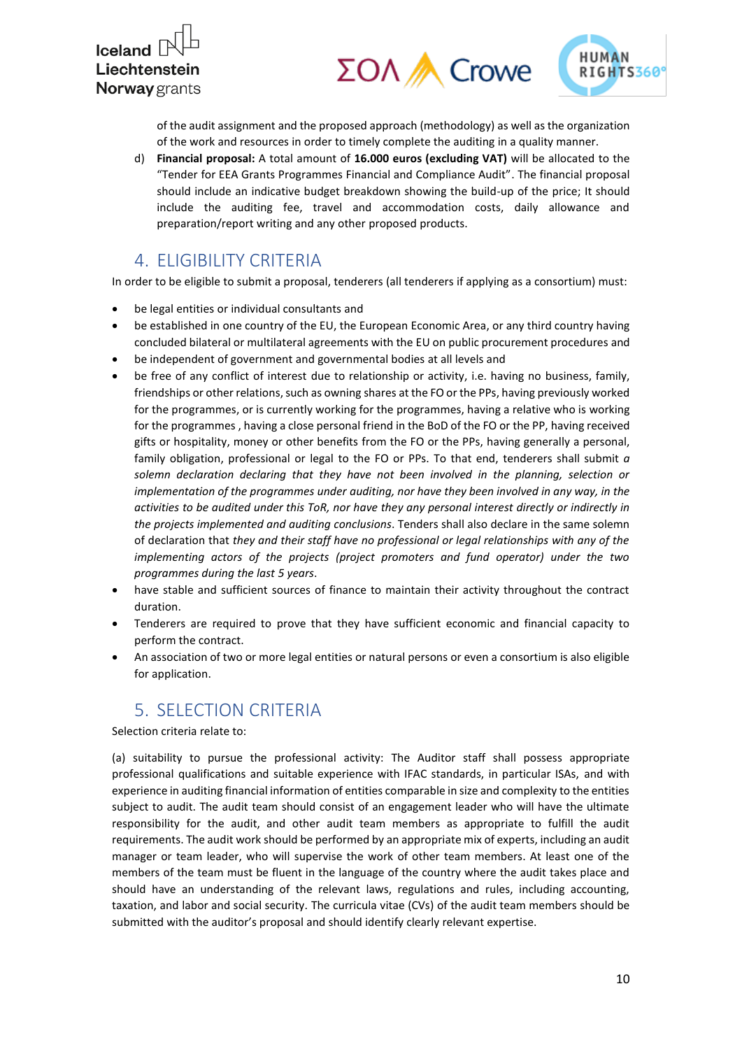of the audit assignment and the proposed approach (methodology) as well as the organization of the work and resources in order to timely complete the auditing in a quality manner.

d) **Financial proposal:** A total amount of **16.000 euros (excluding VAT)** will be allocated to the "Tender for EEA Grants Programmes Financial and Compliance Audit". The financial proposal should include an indicative budget breakdown showing the build-up of the price; It should include the auditing fee, travel and accommodation costs, daily allowance and preparation/report writing and any other proposed products.

## 4. ELIGIBILITY CRITERIA

In order to be eligible to submit a proposal, tenderers (all tenderers if applying as a consortium) must:

- be legal entities or individual consultants and
- be established in one country of the EU, the European Economic Area, or any third country having concluded bilateral or multilateral agreements with the EU on public procurement procedures and
- be independent of government and governmental bodies at all levels and
- be free of any conflict of interest due to relationship or activity, i.e. having no business, family, friendships or other relations, such as owning shares at the FO or the PPs, having previously worked for the programmes, or is currently working for the programmes, having a relative who is working for the programmes , having a close personal friend in the BoD of the FO or the PP, having received gifts or hospitality, money or other benefits from the FO or the PPs, having generally a personal, family obligation, professional or legal to the FO or PPs. To that end, tenderers shall submit *a solemn declaration declaring that they have not been involved in the planning, selection or implementation of the programmes under auditing, nor have they been involved in any way, in the activities to be audited under this ToR, nor have they any personal interest directly or indirectly in the projects implemented and auditing conclusions*. Tenders shall also declare in the same solemn of declaration that *they and their staff have no professional or legal relationships with any of the implementing actors of the projects (project promoters and fund operator) under the two programmes during the last 5 years*.
- have stable and sufficient sources of finance to maintain their activity throughout the contract duration.
- Tenderers are required to prove that they have sufficient economic and financial capacity to perform the contract.
- An association of two or more legal entities or natural persons or even a consortium is also eligible for application.

## 5. SELECTION CRITERIA

Selection criteria relate to:

(a) suitability to pursue the professional activity: The Auditor staff shall possess appropriate professional qualifications and suitable experience with IFAC standards, in particular ISAs, and with experience in auditing financial information of entities comparable in size and complexity to the entities subject to audit. The audit team should consist of an engagement leader who will have the ultimate responsibility for the audit, and other audit team members as appropriate to fulfill the audit requirements. The audit work should be performed by an appropriate mix of experts, including an audit manager or team leader, who will supervise the work of other team members. At least one of the members of the team must be fluent in the language of the country where the audit takes place and should have an understanding of the relevant laws, regulations and rules, including accounting, taxation, and labor and social security. The curricula vitae (CVs) of the audit team members should be submitted with the auditor's proposal and should identify clearly relevant expertise.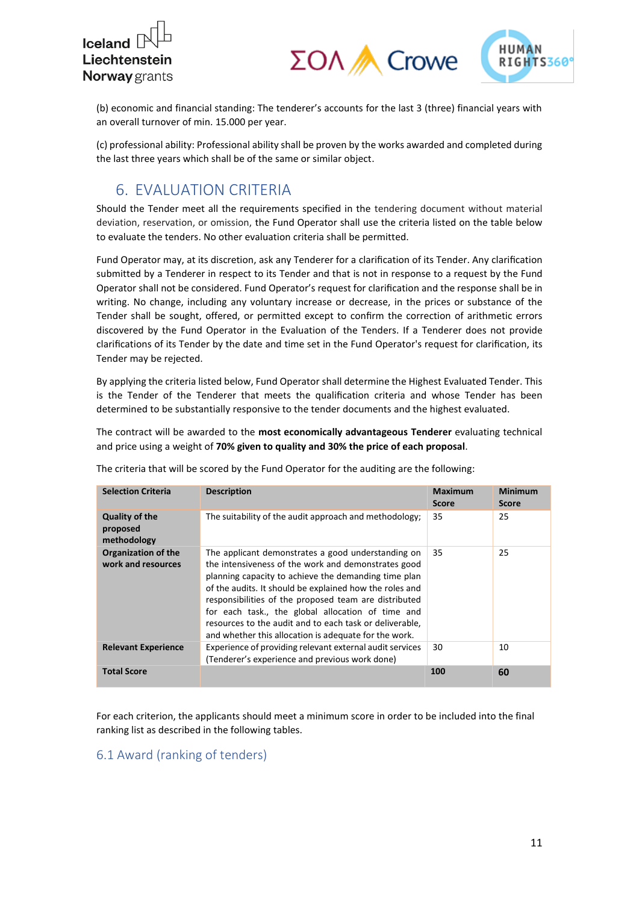(b) economic and financial standing: The tenderer's accounts for the last 3 (three) financial years with an overall turnover of min. 15.000 per year.

(c) professional ability: Professional ability shall be proven by the works awarded and completed during the last three years which shall be of the same or similar object.

## 6. EVALUATION CRITERIA

Should the Tender meet all the requirements specified in the tendering document without material deviation, reservation, or omission, the Fund Operator shall use the criteria listed on the table below to evaluate the tenders. No other evaluation criteria shall be permitted.

Fund Operator may, at its discretion, ask any Tenderer for a clarification of its Tender. Any clarification submitted by a Tenderer in respect to its Tender and that is not in response to a request by the Fund Operator shall not be considered. Fund Operator's request for clarification and the response shall be in writing. No change, including any voluntary increase or decrease, in the prices or substance of the Tender shall be sought, offered, or permitted except to confirm the correction of arithmetic errors discovered by the Fund Operator in the Evaluation of the Tenders. If a Tenderer does not provide clarifications of its Tender by the date and time set in the Fund Operator's request for clarification, its Tender may be rejected.

By applying the criteria listed below, Fund Operator shall determine the Highest Evaluated Tender. This is the Tender of the Tenderer that meets the qualification criteria and whose Tender has been determined to be substantially responsive to the tender documents and the highest evaluated.

The contract will be awarded to the **most economically advantageous Tenderer** evaluating technical and price using a weight of **70% given to quality and 30% the price of each proposal**.

The criteria that will be scored by the Fund Operator for the auditing are the following:

| Selection Criteria | Description | Maximum Score | Minimum Score |
|---|---|---|---|
| **Quality of the proposed methodology** | The suitability of the audit approach and methodology; | 35 | 25 |
| **Organization of the work and resources** | The applicant demonstrates a good understanding on the intensiveness of the work and demonstrates good planning capacity to achieve the demanding time plan of the audits. It should be explained how the roles and responsibilities of the proposed team are distributed for each task., the global allocation of time and resources to the audit and to each task or deliverable, and whether this allocation is adequate for the work. | 35 | 25 |
| **Relevant Experience** | Experience of providing relevant external audit services (Tenderer's experience and previous work done) | 30 | 10 |
| **Total Score** | | **100** | **60** |

For each criterion, the applicants should meet a minimum score in order to be included into the final ranking list as described in the following tables.

### 6.1 Award (ranking of tenders)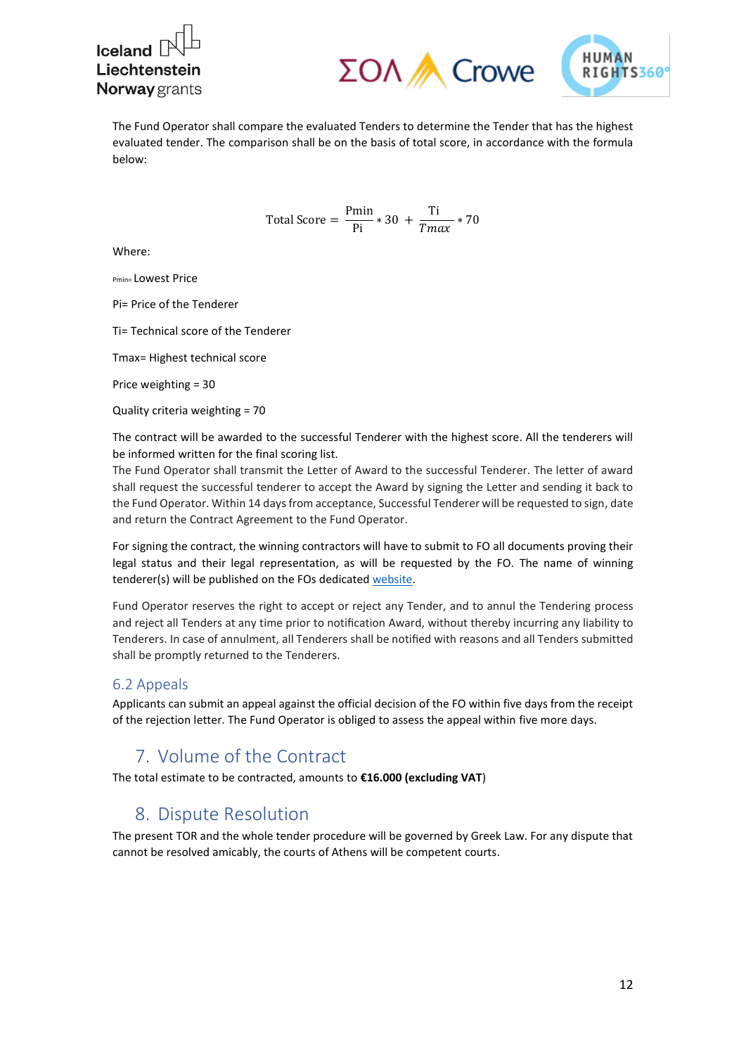The Fund Operator shall compare the evaluated Tenders to determine the Tender that has the highest evaluated tender. The comparison shall be on the basis of total score, in accordance with the formula below:

$$\text{Total Score} = \frac{\text{Pmin}}{\text{Pi}} * 30 + \frac{\text{Ti}}{Tmax} * 70$$

Where:

Pmin= Lowest Price

Pi= Price of the Tenderer

Ti= Technical score of the Tenderer

Tmax= Highest technical score

Price weighting = 30

Quality criteria weighting = 70

The contract will be awarded to the successful Tenderer with the highest score. All the tenderers will be informed written for the final scoring list.
The Fund Operator shall transmit the Letter of Award to the successful Tenderer. The letter of award shall request the successful tenderer to accept the Award by signing the Letter and sending it back to the Fund Operator. Within 14 days from acceptance, Successful Tenderer will be requested to sign, date and return the Contract Agreement to the Fund Operator.

For signing the contract, the winning contractors will have to submit to FO all documents proving their legal status and their legal representation, as will be requested by the FO. The name of winning tenderer(s) will be published on the FOs dedicated website.

Fund Operator reserves the right to accept or reject any Tender, and to annul the Tendering process and reject all Tenders at any time prior to notification Award, without thereby incurring any liability to Tenderers. In case of annulment, all Tenderers shall be notified with reasons and all Tenders submitted shall be promptly returned to the Tenderers.

### 6.2 Appeals

Applicants can submit an appeal against the official decision of the FO within five days from the receipt of the rejection letter. The Fund Operator is obliged to assess the appeal within five more days.

## 7. Volume of the Contract

The total estimate to be contracted, amounts to **€16.000 (excluding VAT**)

## 8. Dispute Resolution

The present TOR and the whole tender procedure will be governed by Greek Law. For any dispute that cannot be resolved amicably, the courts of Athens will be competent courts.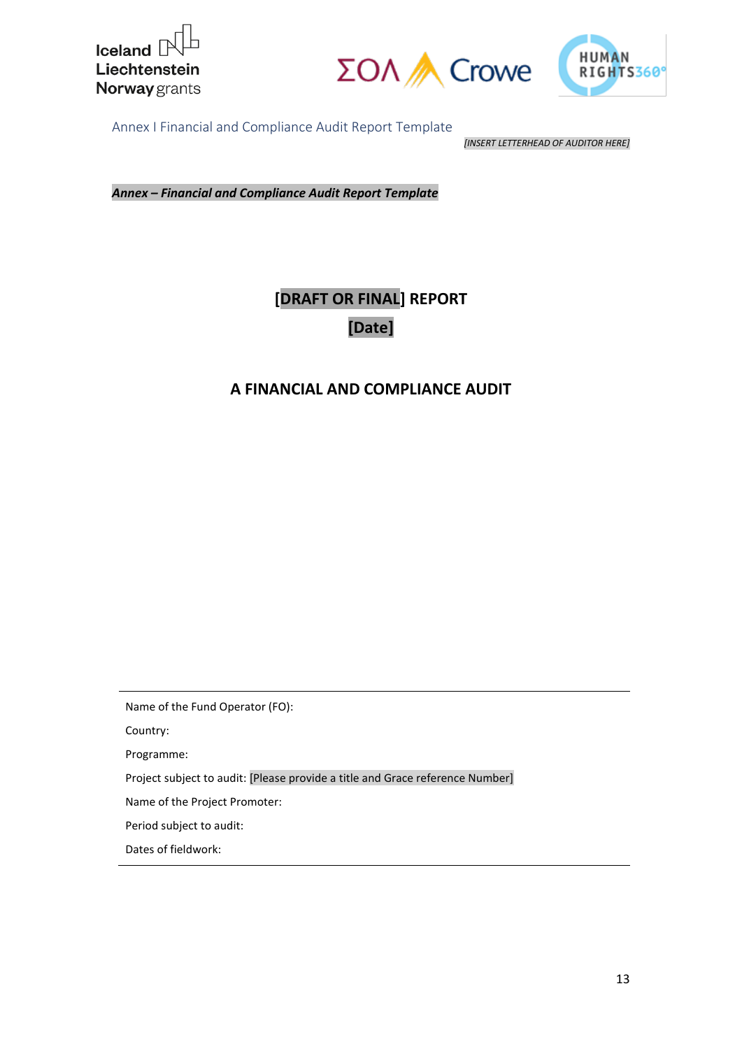Annex I Financial and Compliance Audit Report Template

*[INSERT LETTERHEAD OF AUDITOR HERE]*

***Annex – Financial and Compliance Audit Report Template***

# [DRAFT OR FINAL] REPORT

# [Date]

## A FINANCIAL AND COMPLIANCE AUDIT

---

Name of the Fund Operator (FO):

Country:

Programme:

Project subject to audit: [Please provide a title and Grace reference Number]

Name of the Project Promoter:

Period subject to audit:

Dates of fieldwork:

---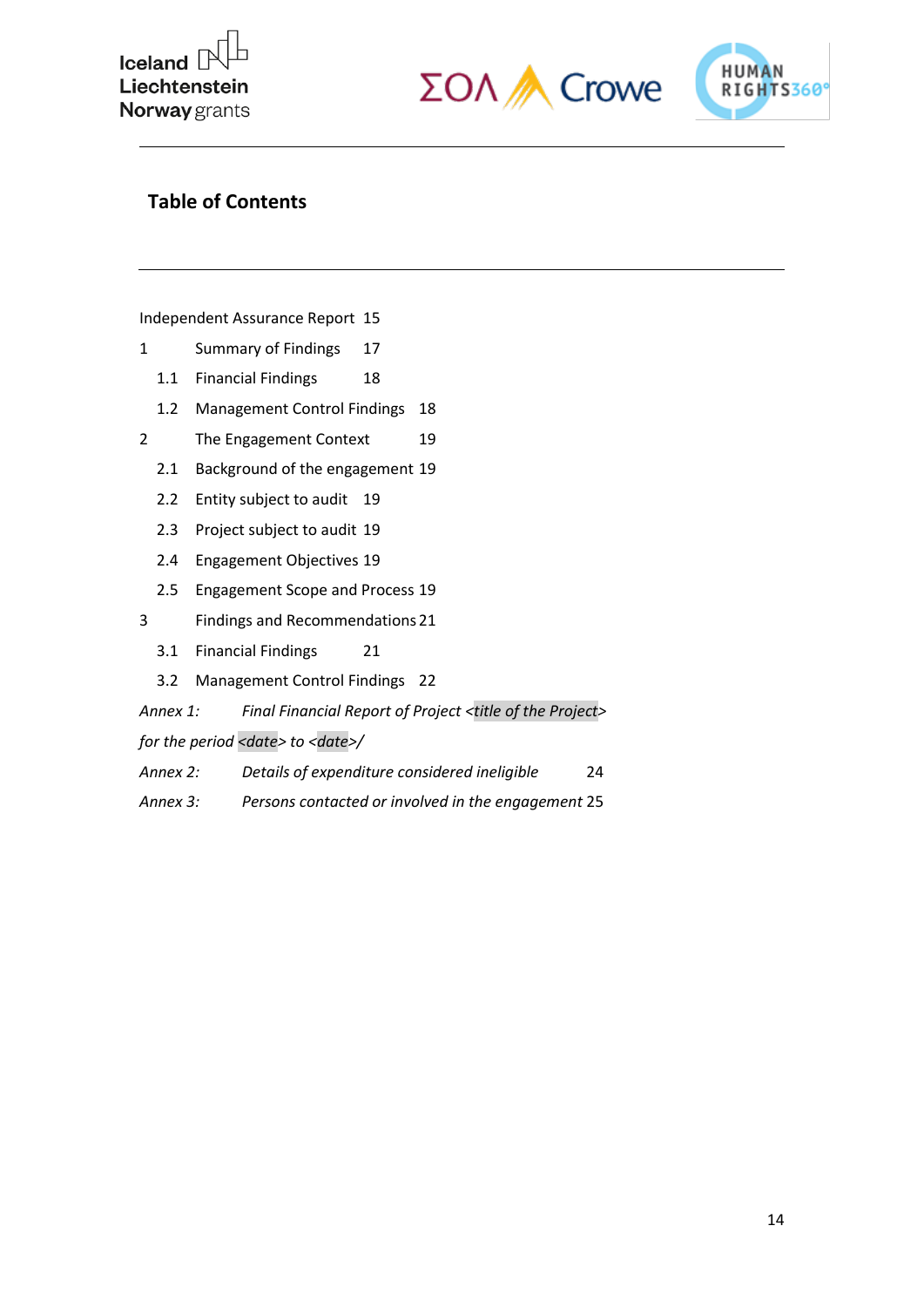## Table of Contents

Independent Assurance Report 15

1 Summary of Findings 17

1.1 Financial Findings 18

1.2 Management Control Findings 18

2 The Engagement Context 19

2.1 Background of the engagement 19

2.2 Entity subject to audit 19

2.3 Project subject to audit 19

2.4 Engagement Objectives 19

2.5 Engagement Scope and Process 19

3 Findings and Recommendations 21

3.1 Financial Findings 21

3.2 Management Control Findings 22

*Annex 1: Final Financial Report of Project <title of the Project> for the period <date> to <date>/*

*Annex 2: Details of expenditure considered ineligible* 24

*Annex 3: Persons contacted or involved in the engagement* 25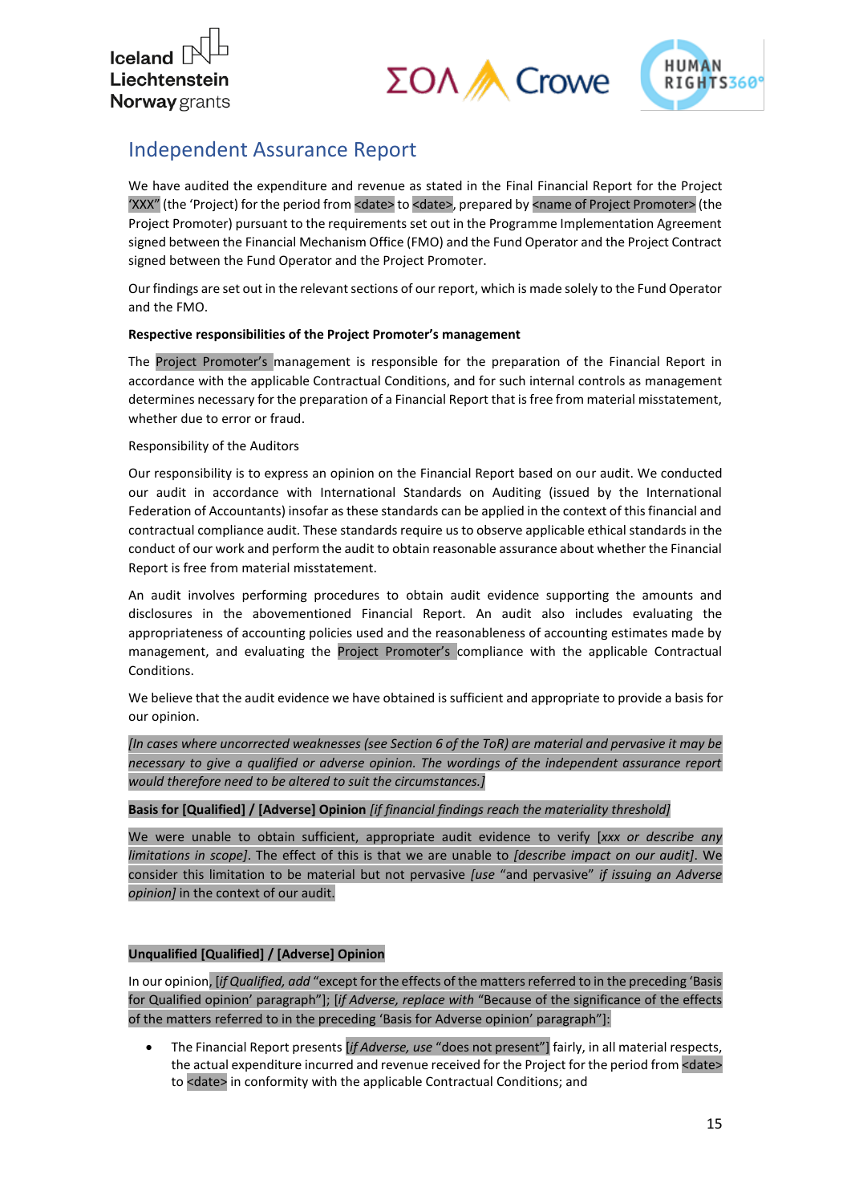## Independent Assurance Report

We have audited the expenditure and revenue as stated in the Final Financial Report for the Project 'XXX' (the 'Project) for the period from <date> to <date>, prepared by <name of Project Promoter> (the Project Promoter) pursuant to the requirements set out in the Programme Implementation Agreement signed between the Financial Mechanism Office (FMO) and the Fund Operator and the Project Contract signed between the Fund Operator and the Project Promoter.

Our findings are set out in the relevant sections of our report, which is made solely to the Fund Operator and the FMO.

**Respective responsibilities of the Project Promoter's management**

The Project Promoter's management is responsible for the preparation of the Financial Report in accordance with the applicable Contractual Conditions, and for such internal controls as management determines necessary for the preparation of a Financial Report that is free from material misstatement, whether due to error or fraud.

Responsibility of the Auditors

Our responsibility is to express an opinion on the Financial Report based on our audit. We conducted our audit in accordance with International Standards on Auditing (issued by the International Federation of Accountants) insofar as these standards can be applied in the context of this financial and contractual compliance audit. These standards require us to observe applicable ethical standards in the conduct of our work and perform the audit to obtain reasonable assurance about whether the Financial Report is free from material misstatement.

An audit involves performing procedures to obtain audit evidence supporting the amounts and disclosures in the abovementioned Financial Report. An audit also includes evaluating the appropriateness of accounting policies used and the reasonableness of accounting estimates made by management, and evaluating the Project Promoter's compliance with the applicable Contractual Conditions.

We believe that the audit evidence we have obtained is sufficient and appropriate to provide a basis for our opinion.

*[In cases where uncorrected weaknesses (see Section 6 of the ToR) are material and pervasive it may be necessary to give a qualified or adverse opinion. The wordings of the independent assurance report would therefore need to be altered to suit the circumstances.]*

**Basis for [Qualified] / [Adverse] Opinion** *[if financial findings reach the materiality threshold]*

We were unable to obtain sufficient, appropriate audit evidence to verify [*xxx or describe any limitations in scope*]. The effect of this is that we are unable to *[describe impact on our audit]*. We consider this limitation to be material but not pervasive *[use* "and pervasive" *if issuing an Adverse opinion]* in the context of our audit.

**Unqualified [Qualified] / [Adverse] Opinion**

In our opinion, [*if Qualified, add* "except for the effects of the matters referred to in the preceding 'Basis for Qualified opinion' paragraph"]; [*if Adverse, replace with* "Because of the significance of the effects of the matters referred to in the preceding 'Basis for Adverse opinion' paragraph"]:

- The Financial Report presents [*if Adverse, use* "does not present"] fairly, in all material respects, the actual expenditure incurred and revenue received for the Project for the period from <date> to <date> in conformity with the applicable Contractual Conditions; and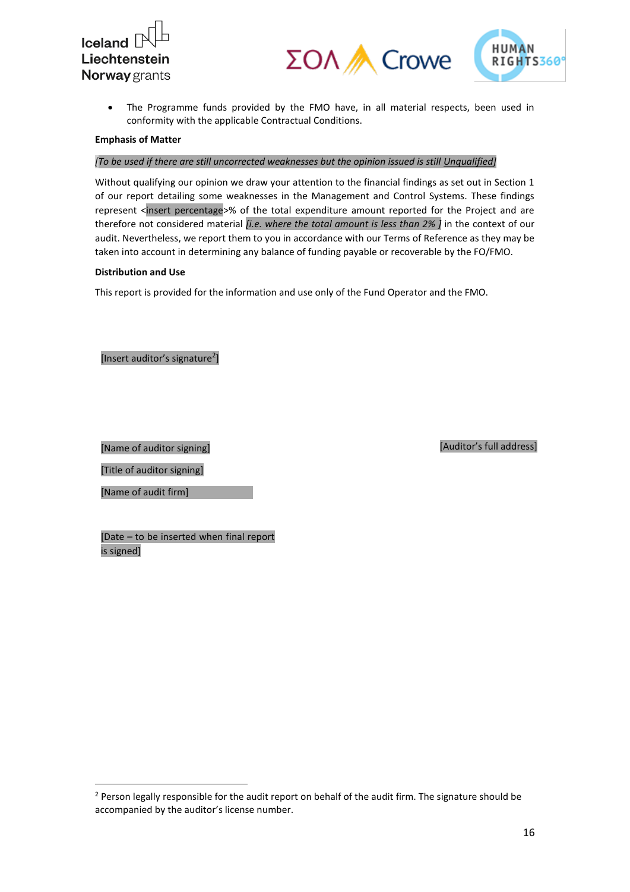- The Programme funds provided by the FMO have, in all material respects, been used in conformity with the applicable Contractual Conditions.

**Emphasis of Matter**

*[To be used if there are still uncorrected weaknesses but the opinion issued is still Unqualified]*

Without qualifying our opinion we draw your attention to the financial findings as set out in Section 1 of our report detailing some weaknesses in the Management and Control Systems. These findings represent <insert percentage>% of the total expenditure amount reported for the Project and are therefore not considered material *[i.e. where the total amount is less than 2% ]* in the context of our audit. Nevertheless, we report them to you in accordance with our Terms of Reference as they may be taken into account in determining any balance of funding payable or recoverable by the FO/FMO.

**Distribution and Use**

This report is provided for the information and use only of the Fund Operator and the FMO.

[Insert auditor's signature[2]]

[Name of auditor signing]

[Title of auditor signing]

[Name of audit firm]

[Auditor's full address]

[Date – to be inserted when final report is signed]

[2] Person legally responsible for the audit report on behalf of the audit firm. The signature should be accompanied by the auditor's license number.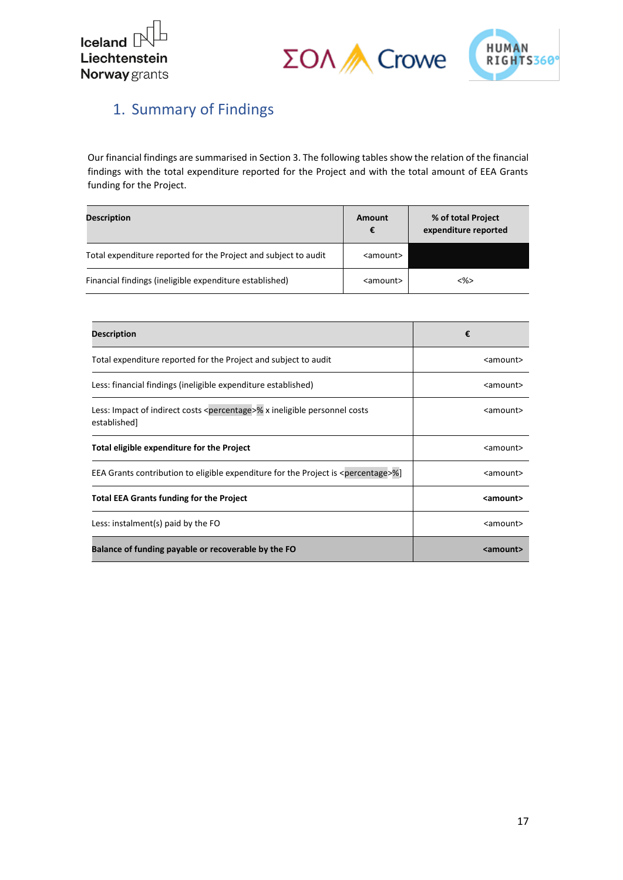# 1. Summary of Findings

Our financial findings are summarised in Section 3. The following tables show the relation of the financial findings with the total expenditure reported for the Project and with the total amount of EEA Grants funding for the Project.

| Description | Amount € | % of total Project expenditure reported |
|---|---|---|
| Total expenditure reported for the Project and subject to audit | <amount> | |
| Financial findings (ineligible expenditure established) | <amount> | <%> |

| Description | € |
|---|---|
| Total expenditure reported for the Project and subject to audit | <amount> |
| Less: financial findings (ineligible expenditure established) | <amount> |
| Less: Impact of indirect costs <percentage>% x ineligible personnel costs established] | <amount> |
| **Total eligible expenditure for the Project** | <amount> |
| EEA Grants contribution to eligible expenditure for the Project is <percentage>%] | <amount> |
| **Total EEA Grants funding for the Project** | **<amount>** |
| Less: instalment(s) paid by the FO | <amount> |
| **Balance of funding payable or recoverable by the FO** | **<amount>** |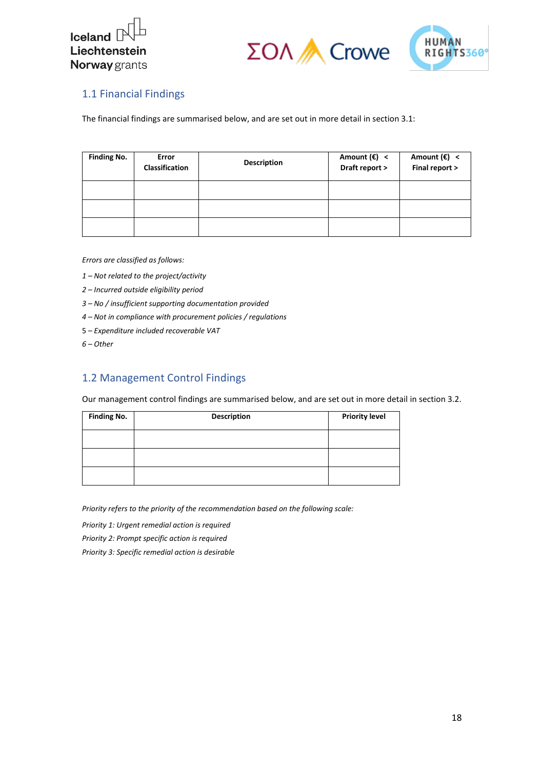## 1.1 Financial Findings

The financial findings are summarised below, and are set out in more detail in section 3.1:

| Finding No. | Error Classification | Description | Amount (€) < Draft report > | Amount (€) < Final report > |
|---|---|---|---|---|
| | | | | |
| | | | | |
| | | | | |

*Errors are classified as follows:*

*1 – Not related to the project/activity*

*2 – Incurred outside eligibility period*

*3 – No / insufficient supporting documentation provided*

*4 – Not in compliance with procurement policies / regulations*

5 – *Expenditure included recoverable VAT*

*6 – Other*

## 1.2 Management Control Findings

Our management control findings are summarised below, and are set out in more detail in section 3.2.

| Finding No. | Description | Priority level |
|---|---|---|
| | | |
| | | |
| | | |

*Priority refers to the priority of the recommendation based on the following scale:*

*Priority 1: Urgent remedial action is required*

*Priority 2: Prompt specific action is required*

*Priority 3: Specific remedial action is desirable*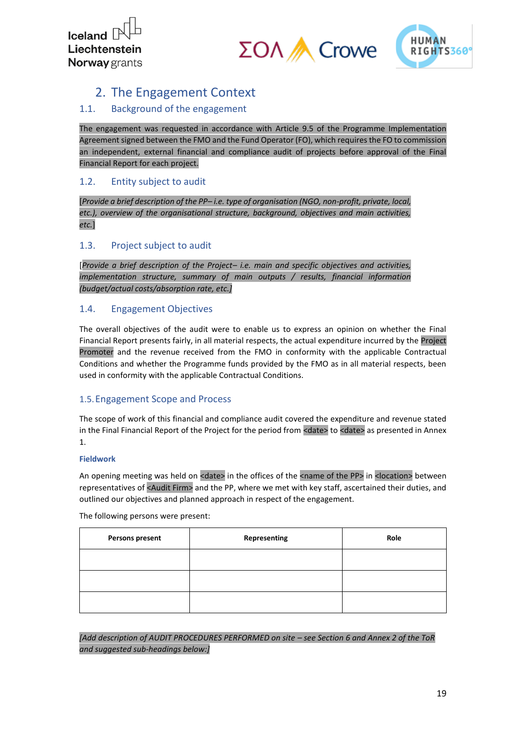## 2. The Engagement Context

### 1.1. Background of the engagement

The engagement was requested in accordance with Article 9.5 of the Programme Implementation Agreement signed between the FMO and the Fund Operator (FO), which requires the FO to commission an independent, external financial and compliance audit of projects before approval of the Final Financial Report for each project.

### 1.2. Entity subject to audit

[*Provide a brief description of the PP– i.e. type of organisation (NGO, non-profit, private, local, etc.), overview of the organisational structure, background, objectives and main activities, etc.*]

### 1.3. Project subject to audit

[*Provide a brief description of the Project– i.e. main and specific objectives and activities, implementation structure, summary of main outputs / results, financial information (budget/actual costs/absorption rate, etc.]*

### 1.4. Engagement Objectives

The overall objectives of the audit were to enable us to express an opinion on whether the Final Financial Report presents fairly, in all material respects, the actual expenditure incurred by the Project Promoter and the revenue received from the FMO in conformity with the applicable Contractual Conditions and whether the Programme funds provided by the FMO as in all material respects, been used in conformity with the applicable Contractual Conditions.

### 1.5. Engagement Scope and Process

The scope of work of this financial and compliance audit covered the expenditure and revenue stated in the Final Financial Report of the Project for the period from <date> to <date> as presented in Annex 1.

**Fieldwork**

An opening meeting was held on <date> in the offices of the <name of the PP> in <location> between representatives of <Audit Firm> and the PP, where we met with key staff, ascertained their duties, and outlined our objectives and planned approach in respect of the engagement.

The following persons were present:

| Persons present | Representing | Role |
|---|---|---|
| | | |
| | | |
| | | |

*[Add description of AUDIT PROCEDURES PERFORMED on site – see Section 6 and Annex 2 of the ToR and suggested sub-headings below:]*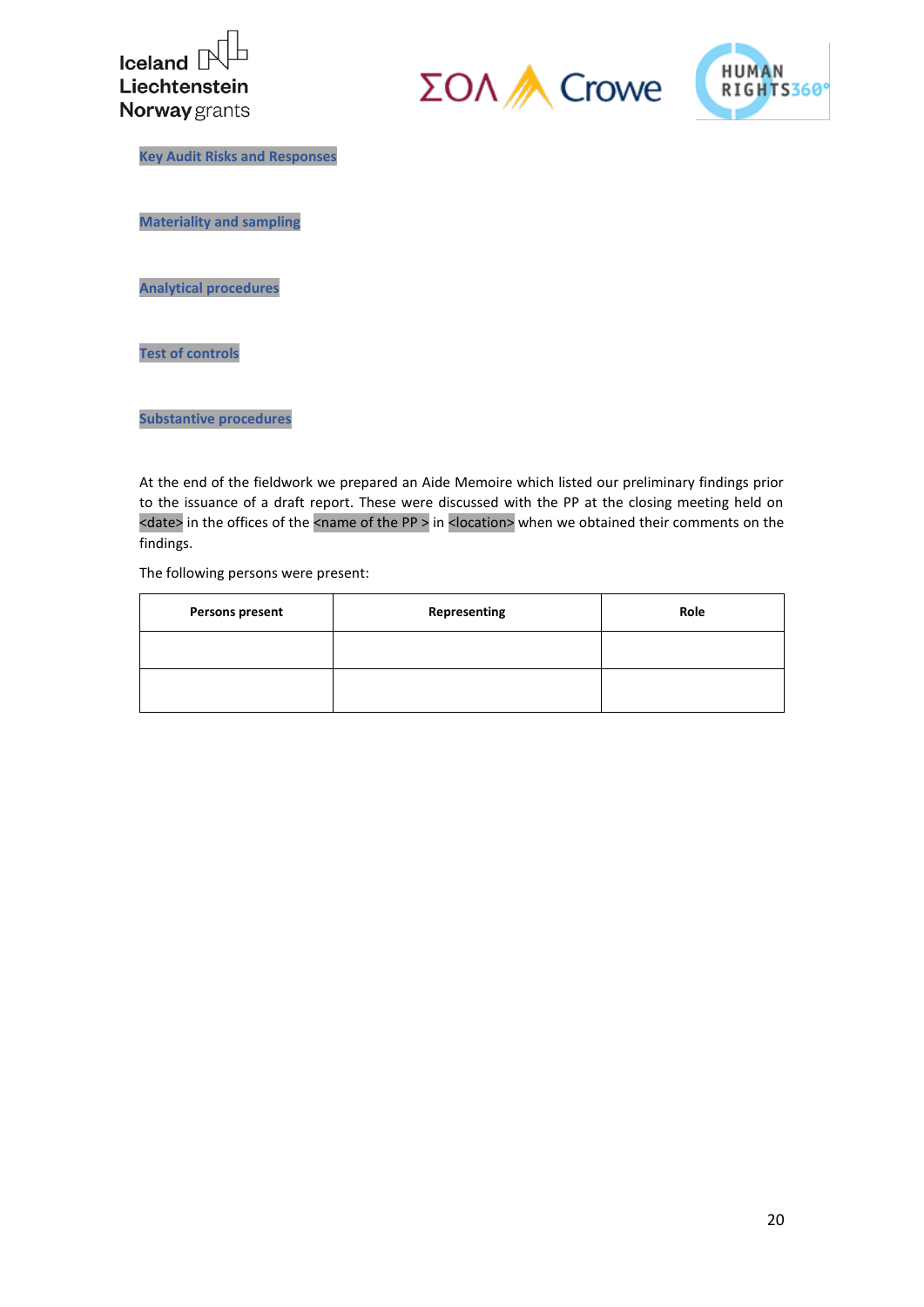**Key Audit Risks and Responses**

**Materiality and sampling**

**Analytical procedures**

**Test of controls**

**Substantive procedures**

At the end of the fieldwork we prepared an Aide Memoire which listed our preliminary findings prior to the issuance of a draft report. These were discussed with the PP at the closing meeting held on <date> in the offices of the <name of the PP > in <location> when we obtained their comments on the findings.

The following persons were present:

| Persons present | Representing | Role |
|---|---|---|
| | | |
| | | |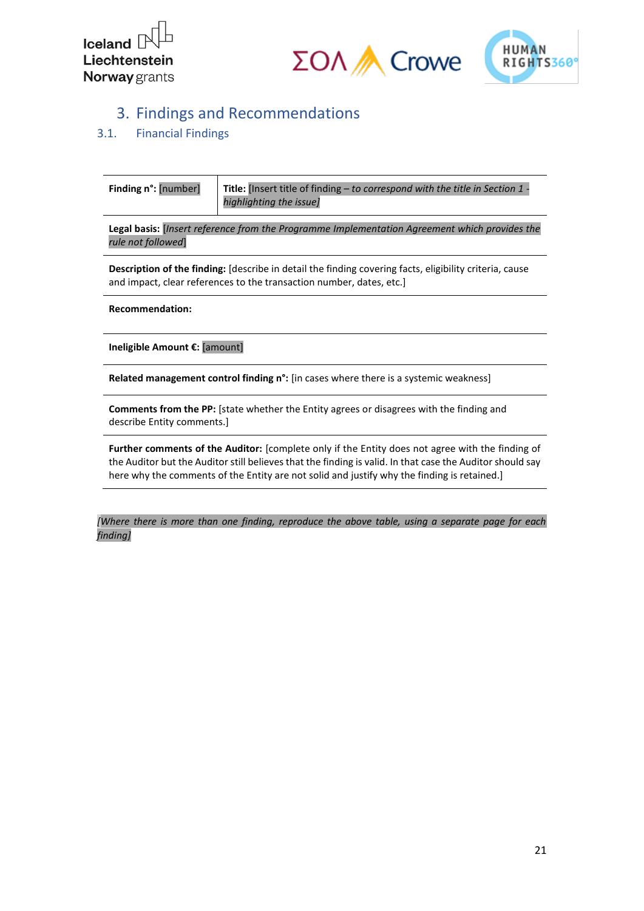# 3. Findings and Recommendations

## 3.1. Financial Findings

| **Finding n°:** [number] | **Title:** [Insert title of finding – *to correspond with the title in Section 1 - highlighting the issue]* |
|---|---|
| **Legal basis:** [*Insert reference from the Programme Implementation Agreement which provides the rule not followed*] | |
| **Description of the finding:** [describe in detail the finding covering facts, eligibility criteria, cause and impact, clear references to the transaction number, dates, etc.] | |
| **Recommendation:** | |
| **Ineligible Amount €:** [amount] | |
| **Related management control finding n°:** [in cases where there is a systemic weakness] | |
| **Comments from the PP:** [state whether the Entity agrees or disagrees with the finding and describe Entity comments.] | |
| **Further comments of the Auditor:** [complete only if the Entity does not agree with the finding of the Auditor but the Auditor still believes that the finding is valid. In that case the Auditor should say here why the comments of the Entity are not solid and justify why the finding is retained.] | |

*[Where there is more than one finding, reproduce the above table, using a separate page for each finding]*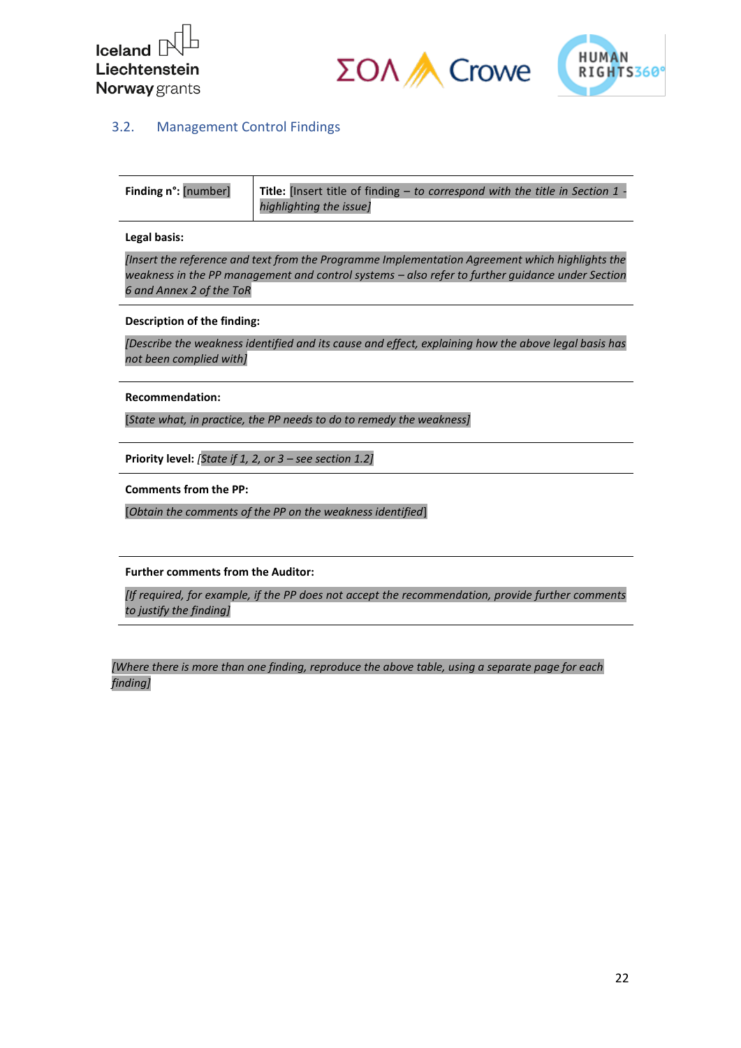### 3.2. Management Control Findings

| **Finding n°:** [number] | **Title:** [Insert title of finding – *to correspond with the title in Section 1 - highlighting the issue]* |
|---|---|

**Legal basis:**

*[Insert the reference and text from the Programme Implementation Agreement which highlights the weakness in the PP management and control systems – also refer to further guidance under Section 6 and Annex 2 of the ToR*

**Description of the finding:**

*[Describe the weakness identified and its cause and effect, explaining how the above legal basis has not been complied with]*

**Recommendation:**

[*State what, in practice, the PP needs to do to remedy the weakness]*

**Priority level:** *[State if 1, 2, or 3 – see section 1.2]*

**Comments from the PP:**

[*Obtain the comments of the PP on the weakness identified*]

**Further comments from the Auditor:**

*[If required, for example, if the PP does not accept the recommendation, provide further comments to justify the finding]*

*[Where there is more than one finding, reproduce the above table, using a separate page for each finding]*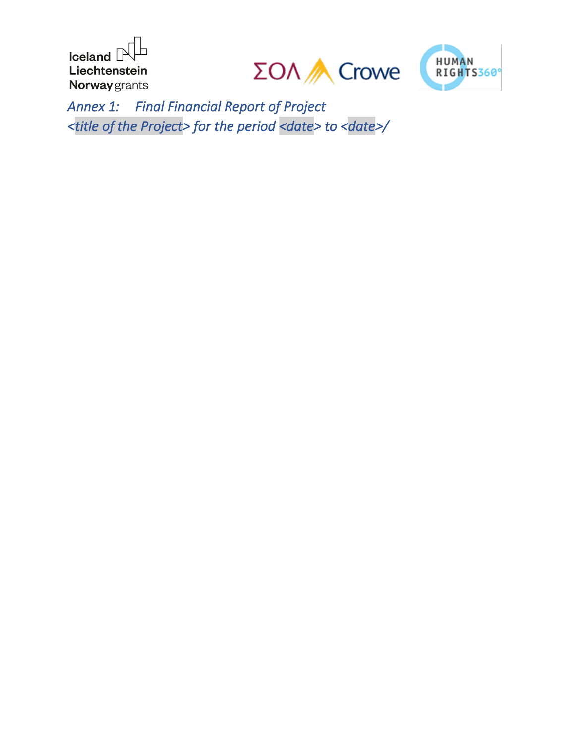*Annex 1: Final Financial Report of Project <title of the Project> for the period <date> to <date>/*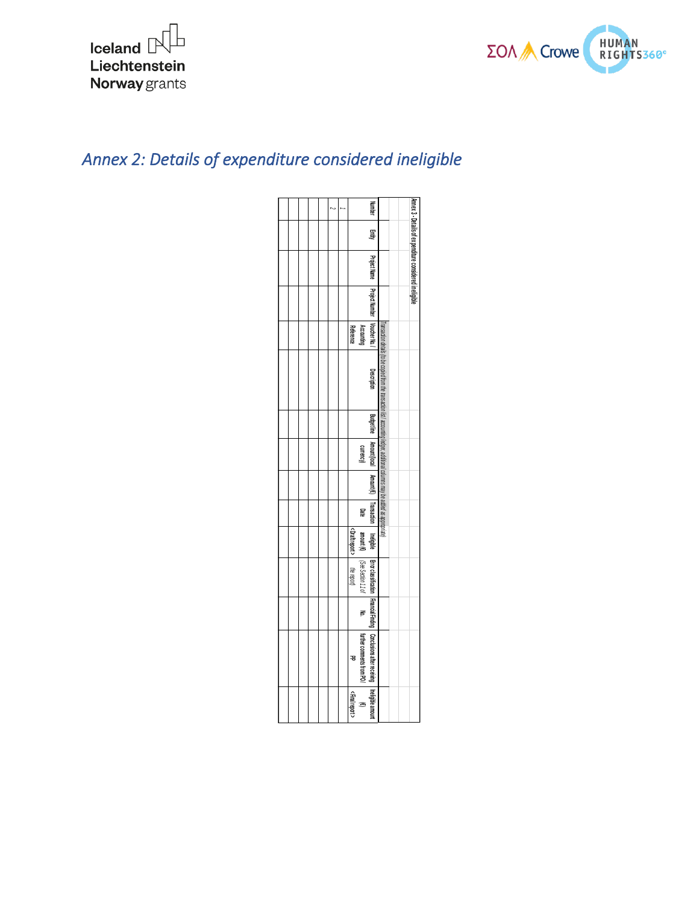## *Annex 2: Details of expenditure considered ineligible*

Annex 3 - Details of expenditure considered ineligible

| Number | Entity | Project Name | Project Number | Transaction details (to be copied from the transaction list / accounting ledger, additional columns may be added as appropriate) | | | | | | Ineligible amount (€) <Draft report> | Error classification (See Section 1.1 of the report) | Financial Finding No. | Conclusions after receiving further comments from PO/PP | Ineligible amount (€) <Final report> |
|---|---|---|---|---|---|---|---|---|---|---|---|---|---|---|
| | | | | Voucher No / Accounting Reference | Description | Budget line | Amount (local currency) | Amount (€) | Transaction Date | | | | | |
| 1 | | | | | | | | | | | | | | |
| 2 | | | | | | | | | | | | | | |
| | | | | | | | | | | | | | | |
| | | | | | | | | | | | | | | |
| | | | | | | | | | | | | | | |
| | | | | | | | | | | | | | | |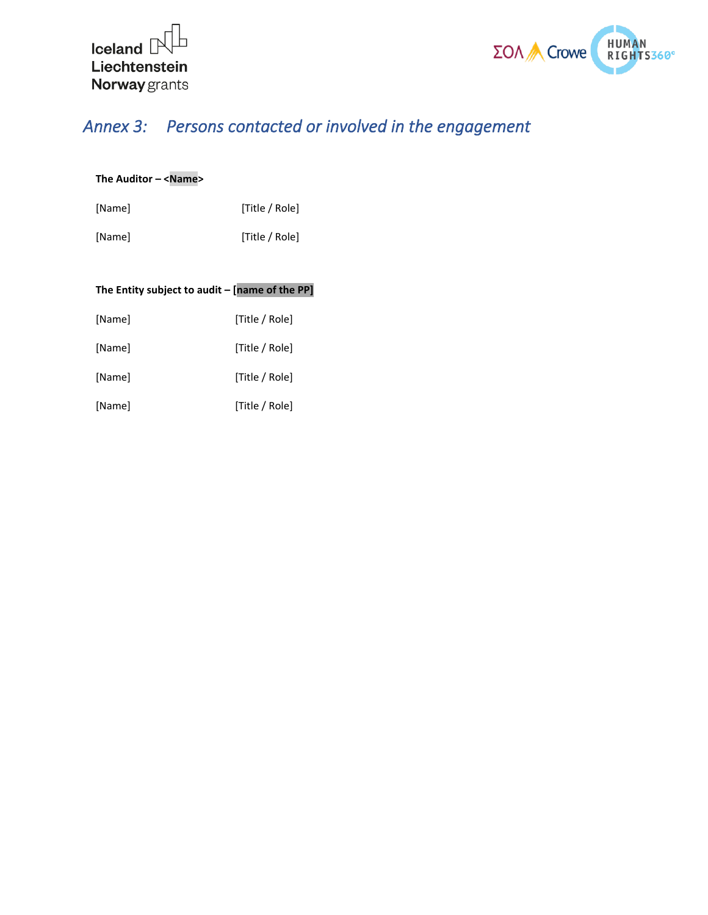## *Annex 3: Persons contacted or involved in the engagement*

**The Auditor – <Name>**

| | |
|---|---|
| [Name] | [Title / Role] |
| [Name] | [Title / Role] |

**The Entity subject to audit – [name of the PP]**

| | |
|---|---|
| [Name] | [Title / Role] |
| [Name] | [Title / Role] |
| [Name] | [Title / Role] |
| [Name] | [Title / Role] |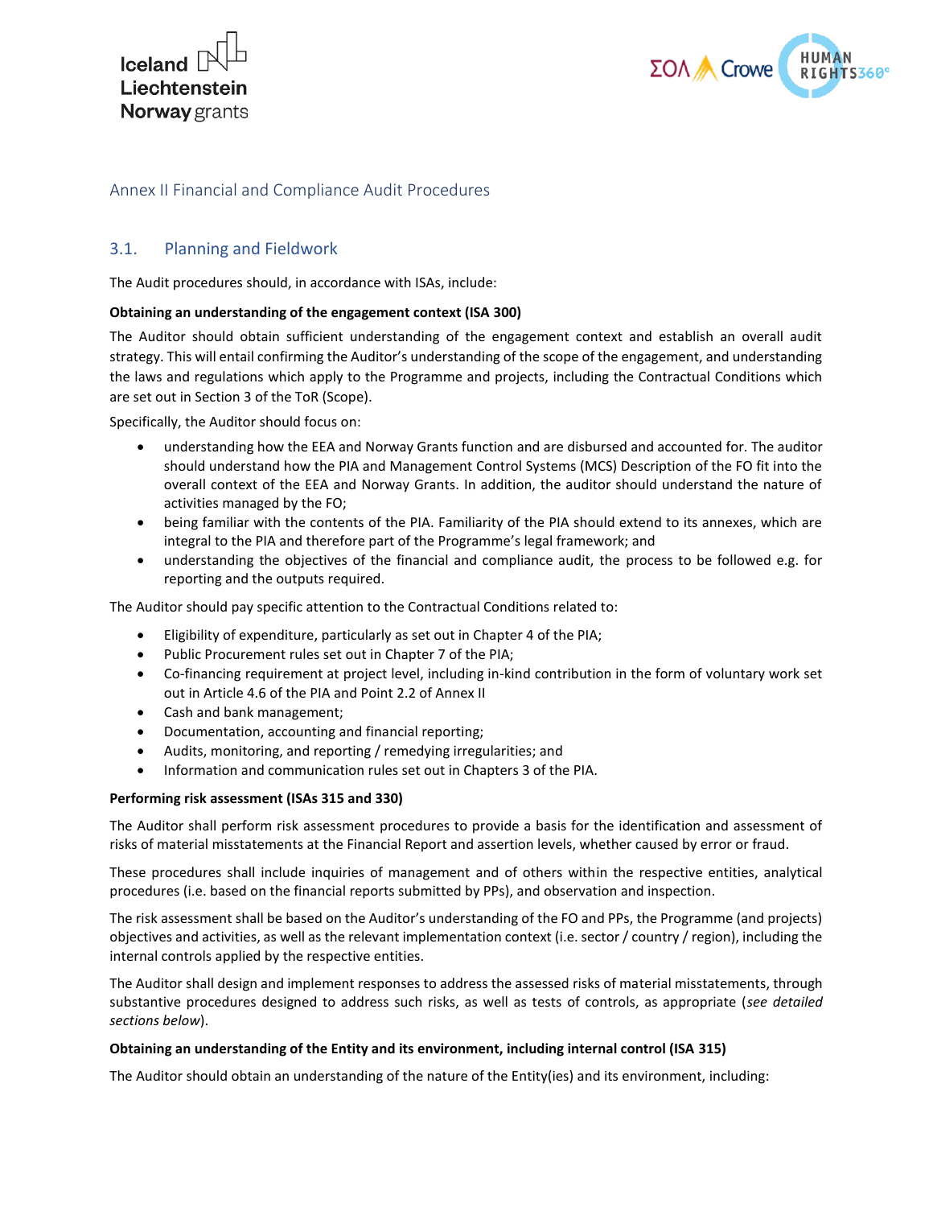## Annex II Financial and Compliance Audit Procedures

### 3.1. Planning and Fieldwork

The Audit procedures should, in accordance with ISAs, include:

**Obtaining an understanding of the engagement context (ISA 300)**

The Auditor should obtain sufficient understanding of the engagement context and establish an overall audit strategy. This will entail confirming the Auditor's understanding of the scope of the engagement, and understanding the laws and regulations which apply to the Programme and projects, including the Contractual Conditions which are set out in Section 3 of the ToR (Scope).

Specifically, the Auditor should focus on:

- understanding how the EEA and Norway Grants function and are disbursed and accounted for. The auditor should understand how the PIA and Management Control Systems (MCS) Description of the FO fit into the overall context of the EEA and Norway Grants. In addition, the auditor should understand the nature of activities managed by the FO;
- being familiar with the contents of the PIA. Familiarity of the PIA should extend to its annexes, which are integral to the PIA and therefore part of the Programme's legal framework; and
- understanding the objectives of the financial and compliance audit, the process to be followed e.g. for reporting and the outputs required.

The Auditor should pay specific attention to the Contractual Conditions related to:

- Eligibility of expenditure, particularly as set out in Chapter 4 of the PIA;
- Public Procurement rules set out in Chapter 7 of the PIA;
- Co-financing requirement at project level, including in-kind contribution in the form of voluntary work set out in Article 4.6 of the PIA and Point 2.2 of Annex II
- Cash and bank management;
- Documentation, accounting and financial reporting;
- Audits, monitoring, and reporting / remedying irregularities; and
- Information and communication rules set out in Chapters 3 of the PIA.

**Performing risk assessment (ISAs 315 and 330)**

The Auditor shall perform risk assessment procedures to provide a basis for the identification and assessment of risks of material misstatements at the Financial Report and assertion levels, whether caused by error or fraud.

These procedures shall include inquiries of management and of others within the respective entities, analytical procedures (i.e. based on the financial reports submitted by PPs), and observation and inspection.

The risk assessment shall be based on the Auditor's understanding of the FO and PPs, the Programme (and projects) objectives and activities, as well as the relevant implementation context (i.e. sector / country / region), including the internal controls applied by the respective entities.

The Auditor shall design and implement responses to address the assessed risks of material misstatements, through substantive procedures designed to address such risks, as well as tests of controls, as appropriate (*see detailed sections below*).

**Obtaining an understanding of the Entity and its environment, including internal control (ISA 315)**

The Auditor should obtain an understanding of the nature of the Entity(ies) and its environment, including: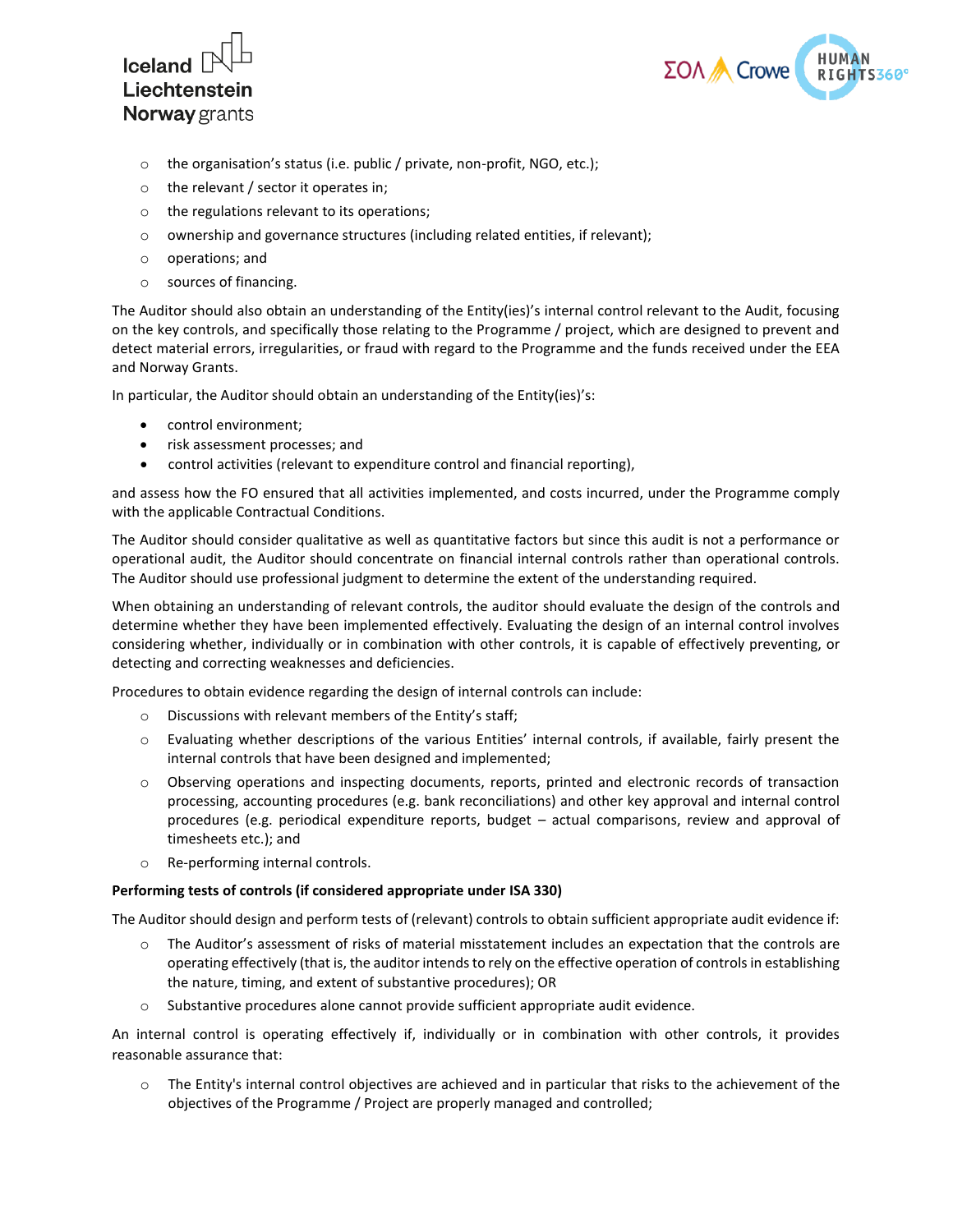- the organisation's status (i.e. public / private, non-profit, NGO, etc.);
- the relevant / sector it operates in;
- the regulations relevant to its operations;
- ownership and governance structures (including related entities, if relevant);
- operations; and
- sources of financing.

The Auditor should also obtain an understanding of the Entity(ies)'s internal control relevant to the Audit, focusing on the key controls, and specifically those relating to the Programme / project, which are designed to prevent and detect material errors, irregularities, or fraud with regard to the Programme and the funds received under the EEA and Norway Grants.

In particular, the Auditor should obtain an understanding of the Entity(ies)'s:

- control environment;
- risk assessment processes; and
- control activities (relevant to expenditure control and financial reporting),

and assess how the FO ensured that all activities implemented, and costs incurred, under the Programme comply with the applicable Contractual Conditions.

The Auditor should consider qualitative as well as quantitative factors but since this audit is not a performance or operational audit, the Auditor should concentrate on financial internal controls rather than operational controls. The Auditor should use professional judgment to determine the extent of the understanding required.

When obtaining an understanding of relevant controls, the auditor should evaluate the design of the controls and determine whether they have been implemented effectively. Evaluating the design of an internal control involves considering whether, individually or in combination with other controls, it is capable of effectively preventing, or detecting and correcting weaknesses and deficiencies.

Procedures to obtain evidence regarding the design of internal controls can include:

- Discussions with relevant members of the Entity's staff;
- Evaluating whether descriptions of the various Entities' internal controls, if available, fairly present the internal controls that have been designed and implemented;
- Observing operations and inspecting documents, reports, printed and electronic records of transaction processing, accounting procedures (e.g. bank reconciliations) and other key approval and internal control procedures (e.g. periodical expenditure reports, budget – actual comparisons, review and approval of timesheets etc.); and
- Re-performing internal controls.

**Performing tests of controls (if considered appropriate under ISA 330)**

The Auditor should design and perform tests of (relevant) controls to obtain sufficient appropriate audit evidence if:

- The Auditor's assessment of risks of material misstatement includes an expectation that the controls are operating effectively (that is, the auditor intends to rely on the effective operation of controls in establishing the nature, timing, and extent of substantive procedures); OR
- Substantive procedures alone cannot provide sufficient appropriate audit evidence.

An internal control is operating effectively if, individually or in combination with other controls, it provides reasonable assurance that:

- The Entity's internal control objectives are achieved and in particular that risks to the achievement of the objectives of the Programme / Project are properly managed and controlled;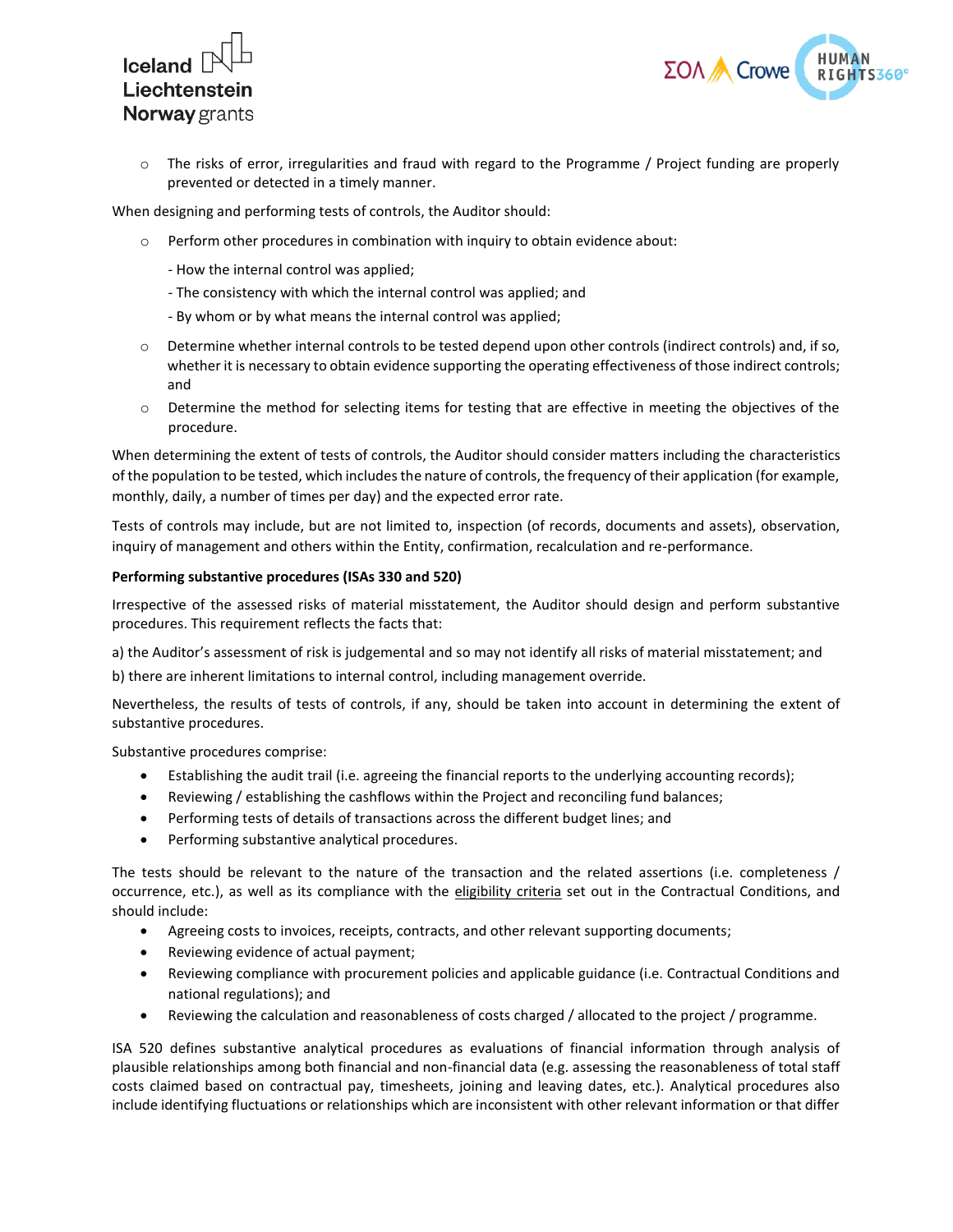- The risks of error, irregularities and fraud with regard to the Programme / Project funding are properly prevented or detected in a timely manner.

When designing and performing tests of controls, the Auditor should:

- Perform other procedures in combination with inquiry to obtain evidence about:

  - How the internal control was applied;

  - The consistency with which the internal control was applied; and

  - By whom or by what means the internal control was applied;

- Determine whether internal controls to be tested depend upon other controls (indirect controls) and, if so, whether it is necessary to obtain evidence supporting the operating effectiveness of those indirect controls; and
- Determine the method for selecting items for testing that are effective in meeting the objectives of the procedure.

When determining the extent of tests of controls, the Auditor should consider matters including the characteristics of the population to be tested, which includes the nature of controls, the frequency of their application (for example, monthly, daily, a number of times per day) and the expected error rate.

Tests of controls may include, but are not limited to, inspection (of records, documents and assets), observation, inquiry of management and others within the Entity, confirmation, recalculation and re-performance.

**Performing substantive procedures (ISAs 330 and 520)**

Irrespective of the assessed risks of material misstatement, the Auditor should design and perform substantive procedures. This requirement reflects the facts that:

a) the Auditor's assessment of risk is judgemental and so may not identify all risks of material misstatement; and

b) there are inherent limitations to internal control, including management override.

Nevertheless, the results of tests of controls, if any, should be taken into account in determining the extent of substantive procedures.

Substantive procedures comprise:

- Establishing the audit trail (i.e. agreeing the financial reports to the underlying accounting records);
- Reviewing / establishing the cashflows within the Project and reconciling fund balances;
- Performing tests of details of transactions across the different budget lines; and
- Performing substantive analytical procedures.

The tests should be relevant to the nature of the transaction and the related assertions (i.e. completeness / occurrence, etc.), as well as its compliance with the eligibility criteria set out in the Contractual Conditions, and should include:

- Agreeing costs to invoices, receipts, contracts, and other relevant supporting documents;
- Reviewing evidence of actual payment;
- Reviewing compliance with procurement policies and applicable guidance (i.e. Contractual Conditions and national regulations); and
- Reviewing the calculation and reasonableness of costs charged / allocated to the project / programme.

ISA 520 defines substantive analytical procedures as evaluations of financial information through analysis of plausible relationships among both financial and non-financial data (e.g. assessing the reasonableness of total staff costs claimed based on contractual pay, timesheets, joining and leaving dates, etc.). Analytical procedures also include identifying fluctuations or relationships which are inconsistent with other relevant information or that differ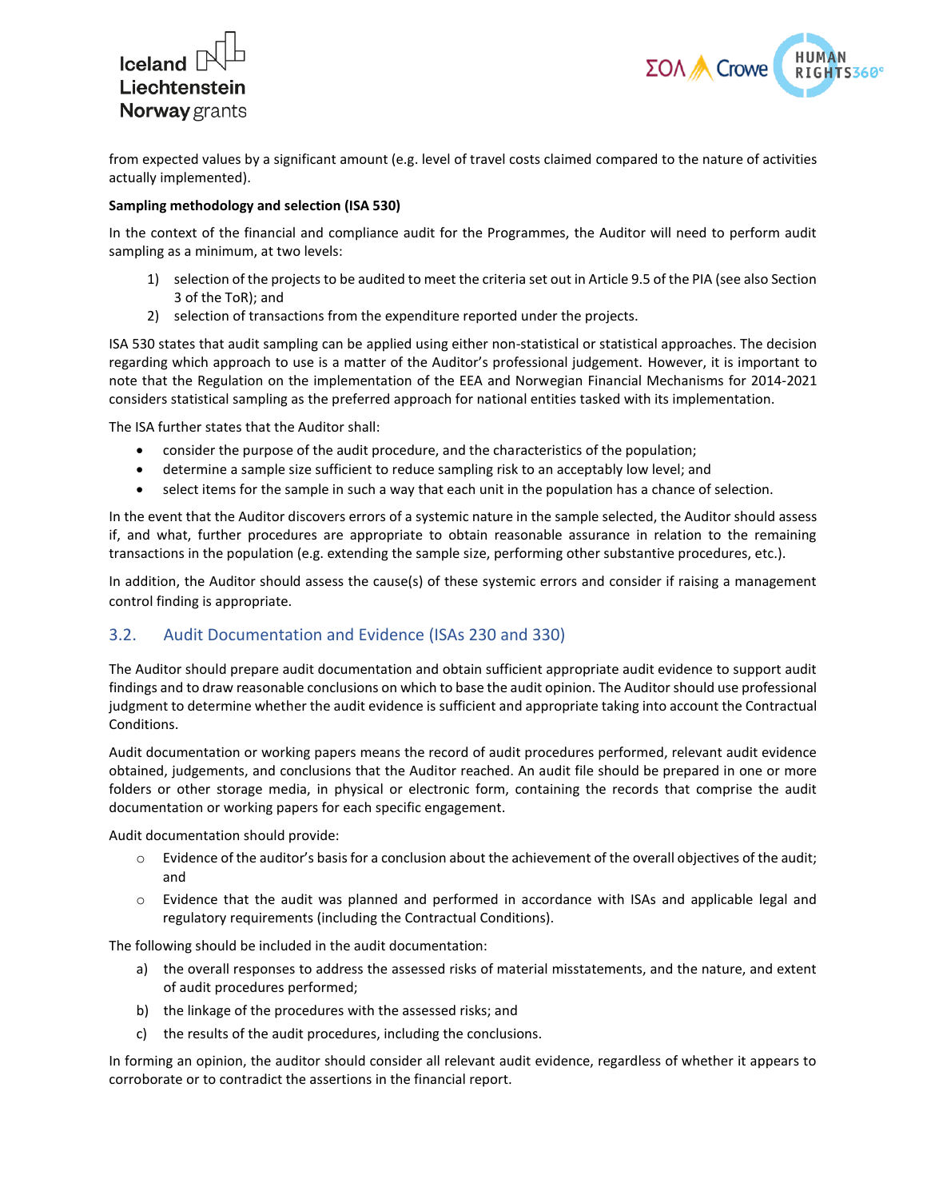from expected values by a significant amount (e.g. level of travel costs claimed compared to the nature of activities actually implemented).

**Sampling methodology and selection (ISA 530)**

In the context of the financial and compliance audit for the Programmes, the Auditor will need to perform audit sampling as a minimum, at two levels:

1) selection of the projects to be audited to meet the criteria set out in Article 9.5 of the PIA (see also Section 3 of the ToR); and
2) selection of transactions from the expenditure reported under the projects.

ISA 530 states that audit sampling can be applied using either non-statistical or statistical approaches. The decision regarding which approach to use is a matter of the Auditor's professional judgement. However, it is important to note that the Regulation on the implementation of the EEA and Norwegian Financial Mechanisms for 2014-2021 considers statistical sampling as the preferred approach for national entities tasked with its implementation.

The ISA further states that the Auditor shall:

- consider the purpose of the audit procedure, and the characteristics of the population;
- determine a sample size sufficient to reduce sampling risk to an acceptably low level; and
- select items for the sample in such a way that each unit in the population has a chance of selection.

In the event that the Auditor discovers errors of a systemic nature in the sample selected, the Auditor should assess if, and what, further procedures are appropriate to obtain reasonable assurance in relation to the remaining transactions in the population (e.g. extending the sample size, performing other substantive procedures, etc.).

In addition, the Auditor should assess the cause(s) of these systemic errors and consider if raising a management control finding is appropriate.

## 3.2. Audit Documentation and Evidence (ISAs 230 and 330)

The Auditor should prepare audit documentation and obtain sufficient appropriate audit evidence to support audit findings and to draw reasonable conclusions on which to base the audit opinion. The Auditor should use professional judgment to determine whether the audit evidence is sufficient and appropriate taking into account the Contractual Conditions.

Audit documentation or working papers means the record of audit procedures performed, relevant audit evidence obtained, judgements, and conclusions that the Auditor reached. An audit file should be prepared in one or more folders or other storage media, in physical or electronic form, containing the records that comprise the audit documentation or working papers for each specific engagement.

Audit documentation should provide:

- Evidence of the auditor's basis for a conclusion about the achievement of the overall objectives of the audit; and
- Evidence that the audit was planned and performed in accordance with ISAs and applicable legal and regulatory requirements (including the Contractual Conditions).

The following should be included in the audit documentation:

a) the overall responses to address the assessed risks of material misstatements, and the nature, and extent of audit procedures performed;
b) the linkage of the procedures with the assessed risks; and
c) the results of the audit procedures, including the conclusions.

In forming an opinion, the auditor should consider all relevant audit evidence, regardless of whether it appears to corroborate or to contradict the assertions in the financial report.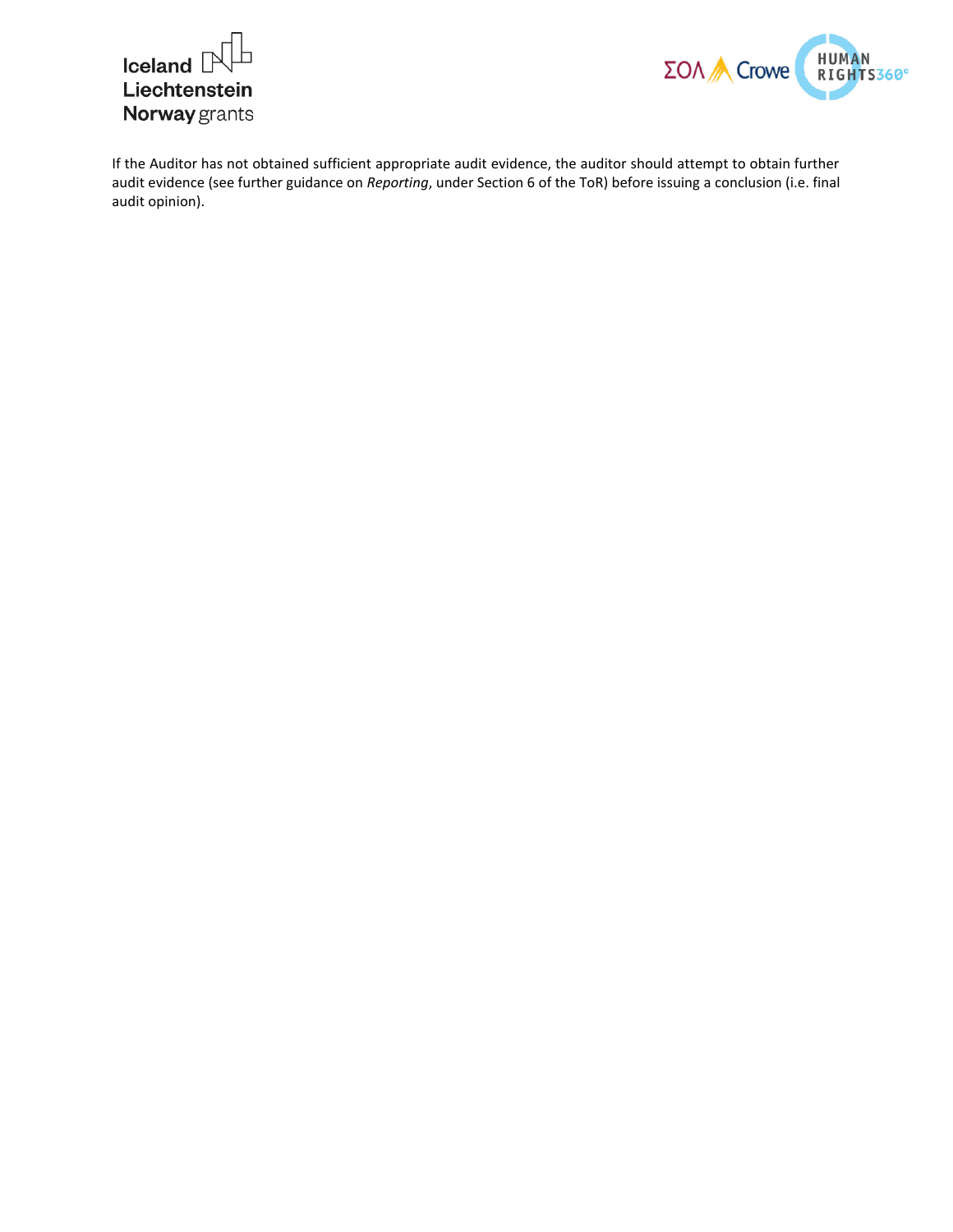If the Auditor has not obtained sufficient appropriate audit evidence, the auditor should attempt to obtain further audit evidence (see further guidance on *Reporting*, under Section 6 of the ToR) before issuing a conclusion (i.e. final audit opinion).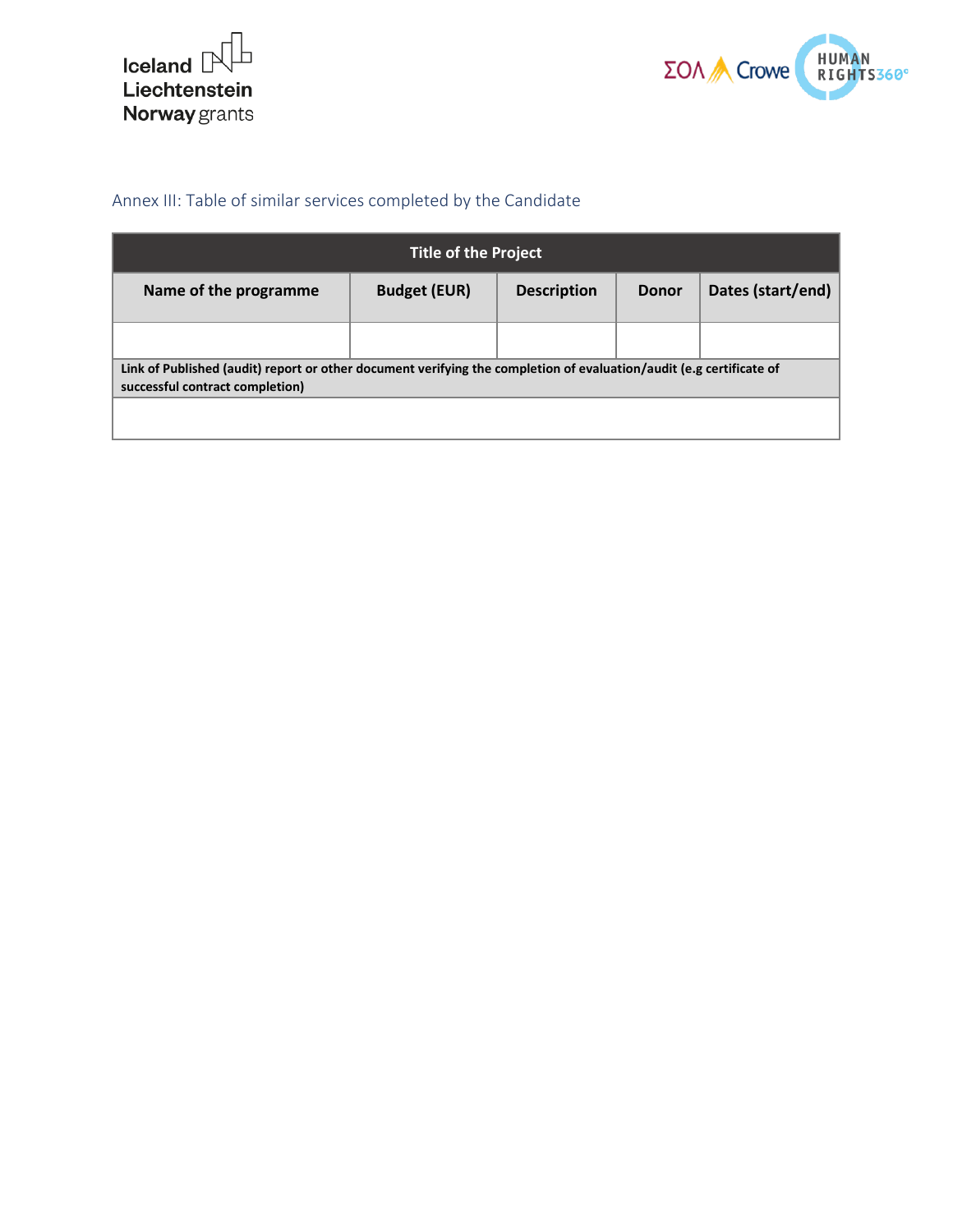## Annex III: Table of similar services completed by the Candidate

| Title of the Project | | | | |
|---|---|---|---|---|
| **Name of the programme** | **Budget (EUR)** | **Description** | **Donor** | **Dates (start/end)** |
| | | | | |
| **Link of Published (audit) report or other document verifying the completion of evaluation/audit (e.g certificate of successful contract completion)** | | | | |
| | | | | |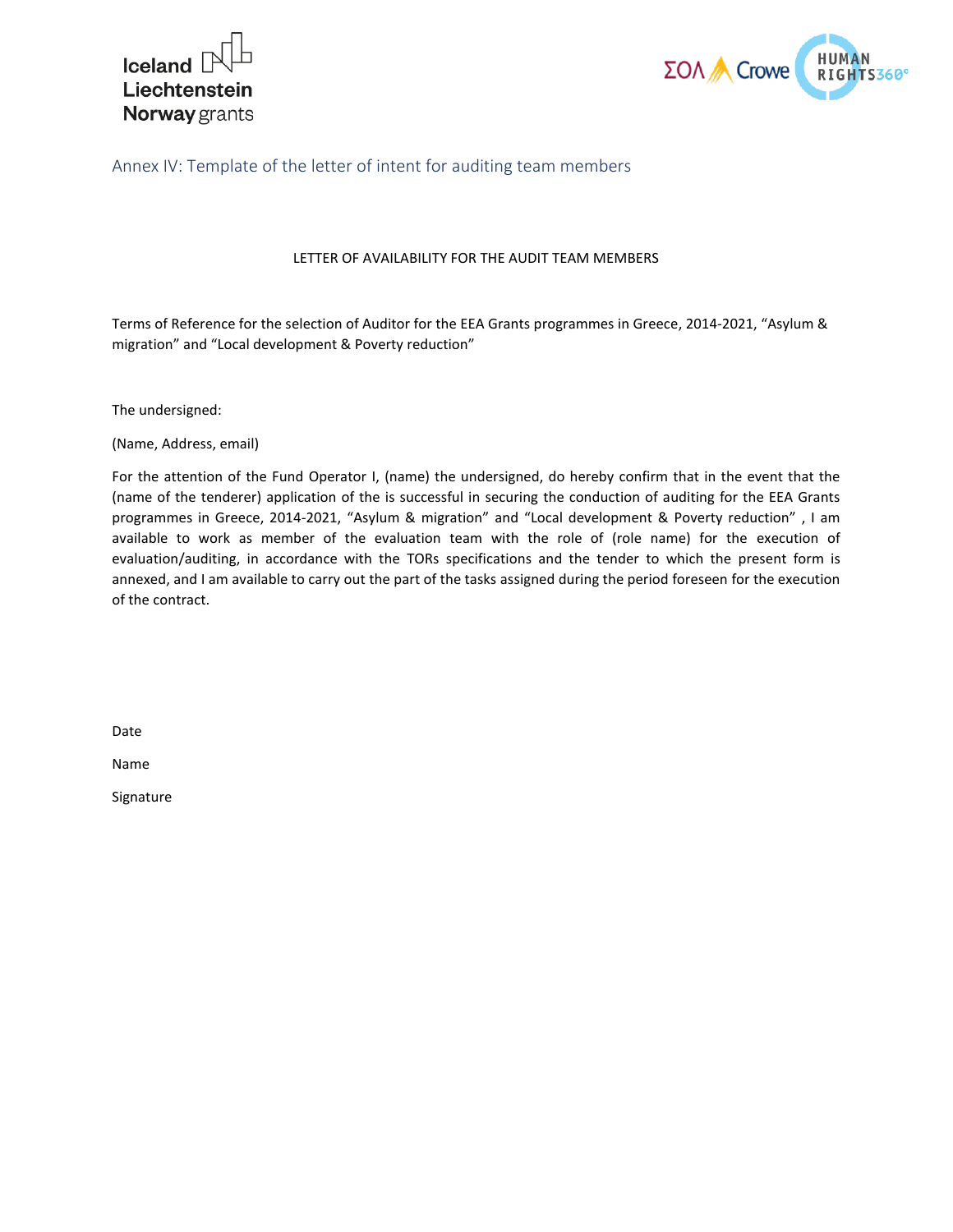## Annex IV: Template of the letter of intent for auditing team members

LETTER OF AVAILABILITY FOR THE AUDIT TEAM MEMBERS

Terms of Reference for the selection of Auditor for the EEA Grants programmes in Greece, 2014-2021, “Asylum & migration” and “Local development & Poverty reduction”

The undersigned:

(Name, Address, email)

For the attention of the Fund Operator I, (name) the undersigned, do hereby confirm that in the event that the (name of the tenderer) application of the is successful in securing the conduction of auditing for the EEA Grants programmes in Greece, 2014-2021, “Asylum & migration” and “Local development & Poverty reduction” , I am available to work as member of the evaluation team with the role of (role name) for the execution of evaluation/auditing, in accordance with the TORs specifications and the tender to which the present form is annexed, and I am available to carry out the part of the tasks assigned during the period foreseen for the execution of the contract.

Date

Name

Signature